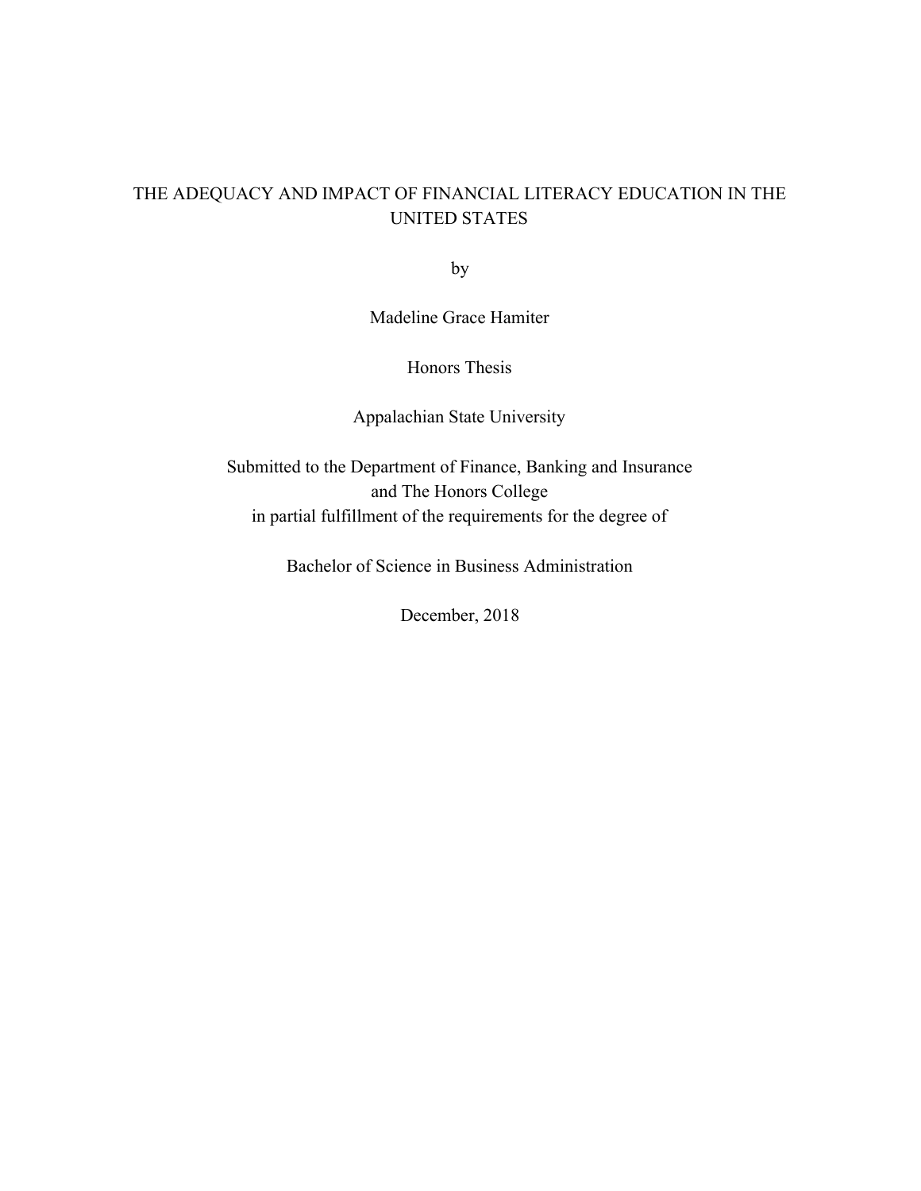# THE ADEQUACY AND IMPACT OF FINANCIAL LITERACY EDUCATION IN THE UNITED STATES

by

Madeline Grace Hamiter

Honors Thesis

Appalachian State University

Submitted to the Department of Finance, Banking and Insurance
and The Honors College
in partial fulfillment of the requirements for the degree of

Bachelor of Science in Business Administration

December, 2018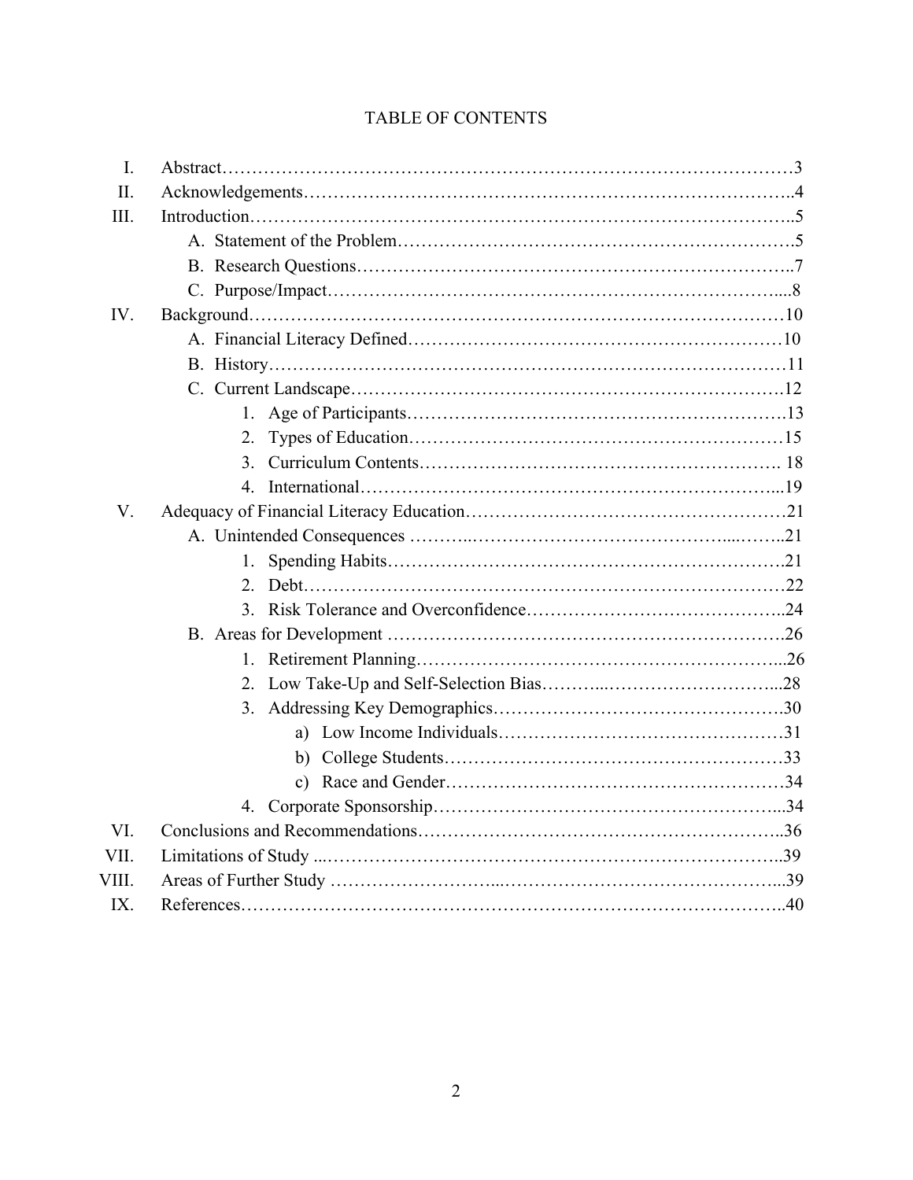# TABLE OF CONTENTS

I. Abstract…………………………………………………………………………………3

II. Acknowledgements……………………………………………………………………..4

III. Introduction……………………………………………………………………………..5

- A. Statement of the Problem……………………………………………………….5
- B. Research Questions……………………………………………………………..7
- C. Purpose/Impact………………………………………………………………....8

IV. Background……………………………………………………………………………10

- A. Financial Literacy Defined……………………………………………………10
- B. History…………………………………………………………………………11
- C. Current Landscape…………………………………………………………….12
  1. Age of Participants……………………………………………………….13
  2. Types of Education………………………………………………………15
  3. Curriculum Contents……………………………………………………. 18
  4. International……………………………………………………………...19

V. Adequacy of Financial Literacy Education……………………………………………21

- A. Unintended Consequences ……………………………………………...……..21
  1. Spending Habits………………………………………………………….21
  2. Debt………………………………………………………………………22
  3. Risk Tolerance and Overconfidence……………………………………..24
- B. Areas for Development ……………………………………………………….26
  1. Retirement Planning……………………………………………………...26
  2. Low Take-Up and Self-Selection Bias………...………………………...28
  3. Addressing Key Demographics………………………………………….30
     - a) Low Income Individuals…………………………………………31
     - b) College Students…………………………………………………33
     - c) Race and Gender…………………………………………………34
  4. Corporate Sponsorship…………………………………………………...34

VI. Conclusions and Recommendations…………………………………………………..36

VII. Limitations of Study ...………………………………………………………………..39

VIII. Areas of Further Study …………………...…………………………………………...39

IX. References……………………………………………………………………………..40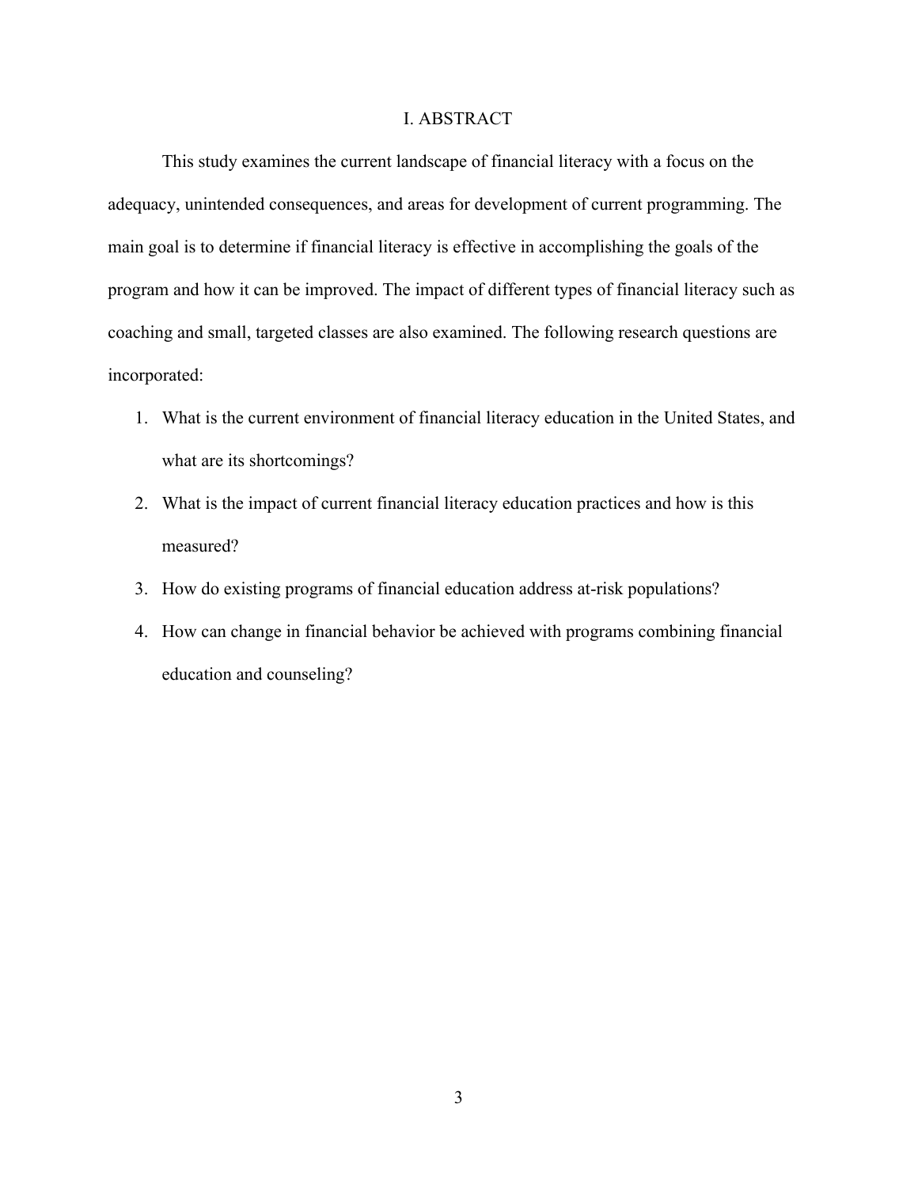# I. ABSTRACT

This study examines the current landscape of financial literacy with a focus on the adequacy, unintended consequences, and areas for development of current programming. The main goal is to determine if financial literacy is effective in accomplishing the goals of the program and how it can be improved. The impact of different types of financial literacy such as coaching and small, targeted classes are also examined. The following research questions are incorporated:

1. What is the current environment of financial literacy education in the United States, and what are its shortcomings?
2. What is the impact of current financial literacy education practices and how is this measured?
3. How do existing programs of financial education address at-risk populations?
4. How can change in financial behavior be achieved with programs combining financial education and counseling?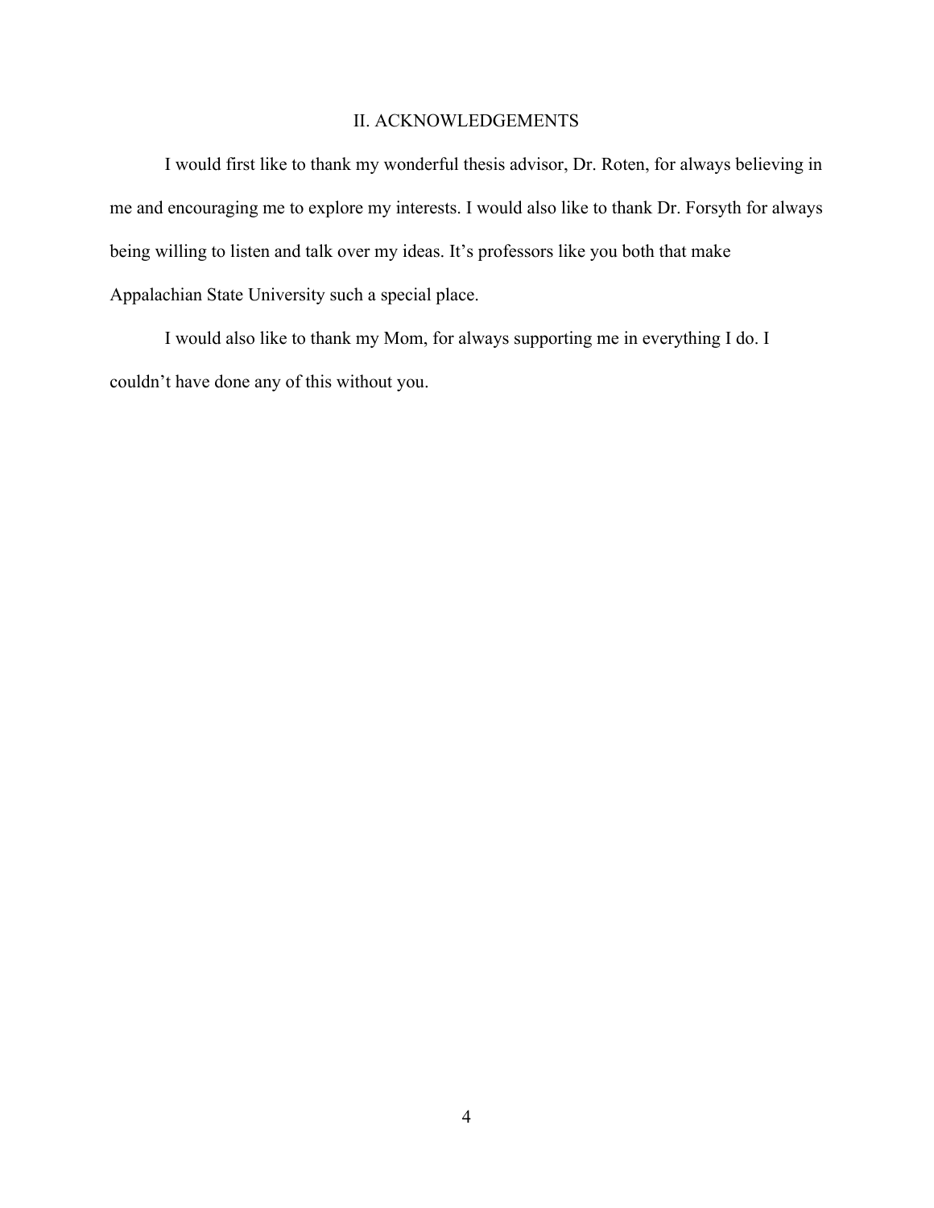## II. ACKNOWLEDGEMENTS

I would first like to thank my wonderful thesis advisor, Dr. Roten, for always believing in me and encouraging me to explore my interests. I would also like to thank Dr. Forsyth for always being willing to listen and talk over my ideas. It's professors like you both that make Appalachian State University such a special place.

I would also like to thank my Mom, for always supporting me in everything I do. I couldn't have done any of this without you.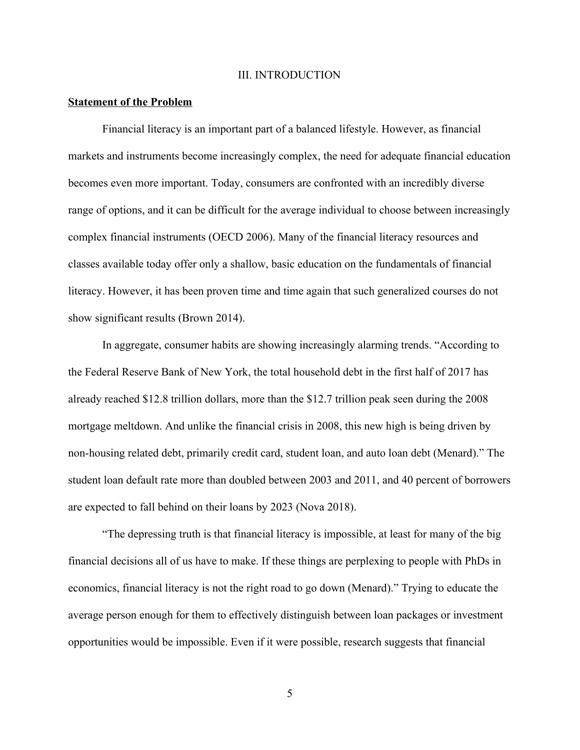# III. INTRODUCTION

## <u>Statement of the Problem</u>

Financial literacy is an important part of a balanced lifestyle. However, as financial markets and instruments become increasingly complex, the need for adequate financial education becomes even more important. Today, consumers are confronted with an incredibly diverse range of options, and it can be difficult for the average individual to choose between increasingly complex financial instruments (OECD 2006). Many of the financial literacy resources and classes available today offer only a shallow, basic education on the fundamentals of financial literacy. However, it has been proven time and time again that such generalized courses do not show significant results (Brown 2014).

In aggregate, consumer habits are showing increasingly alarming trends. "According to the Federal Reserve Bank of New York, the total household debt in the first half of 2017 has already reached $12.8 trillion dollars, more than the $12.7 trillion peak seen during the 2008 mortgage meltdown. And unlike the financial crisis in 2008, this new high is being driven by non-housing related debt, primarily credit card, student loan, and auto loan debt (Menard)." The student loan default rate more than doubled between 2003 and 2011, and 40 percent of borrowers are expected to fall behind on their loans by 2023 (Nova 2018).

"The depressing truth is that financial literacy is impossible, at least for many of the big financial decisions all of us have to make. If these things are perplexing to people with PhDs in economics, financial literacy is not the right road to go down (Menard)." Trying to educate the average person enough for them to effectively distinguish between loan packages or investment opportunities would be impossible. Even if it were possible, research suggests that financial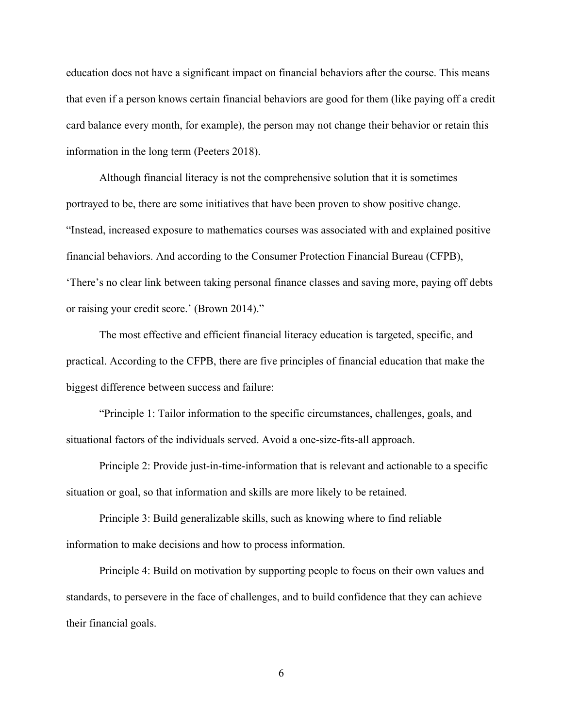education does not have a significant impact on financial behaviors after the course. This means that even if a person knows certain financial behaviors are good for them (like paying off a credit card balance every month, for example), the person may not change their behavior or retain this information in the long term (Peeters 2018).

Although financial literacy is not the comprehensive solution that it is sometimes portrayed to be, there are some initiatives that have been proven to show positive change. "Instead, increased exposure to mathematics courses was associated with and explained positive financial behaviors. And according to the Consumer Protection Financial Bureau (CFPB), 'There's no clear link between taking personal finance classes and saving more, paying off debts or raising your credit score.' (Brown 2014)."

The most effective and efficient financial literacy education is targeted, specific, and practical. According to the CFPB, there are five principles of financial education that make the biggest difference between success and failure:

"Principle 1: Tailor information to the specific circumstances, challenges, goals, and situational factors of the individuals served. Avoid a one-size-fits-all approach.

Principle 2: Provide just-in-time-information that is relevant and actionable to a specific situation or goal, so that information and skills are more likely to be retained.

Principle 3: Build generalizable skills, such as knowing where to find reliable information to make decisions and how to process information.

Principle 4: Build on motivation by supporting people to focus on their own values and standards, to persevere in the face of challenges, and to build confidence that they can achieve their financial goals.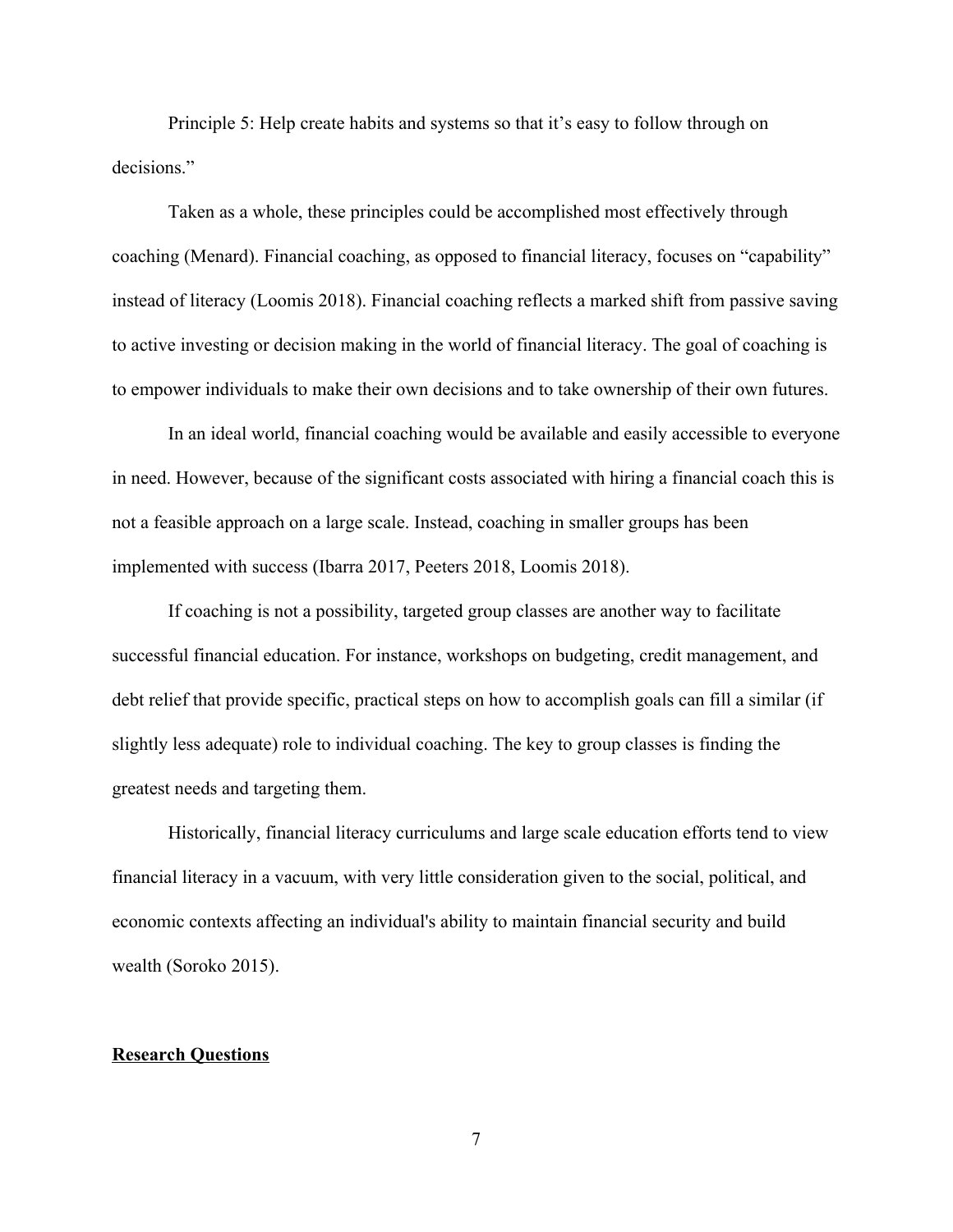Principle 5: Help create habits and systems so that it's easy to follow through on decisions."

Taken as a whole, these principles could be accomplished most effectively through coaching (Menard). Financial coaching, as opposed to financial literacy, focuses on "capability" instead of literacy (Loomis 2018). Financial coaching reflects a marked shift from passive saving to active investing or decision making in the world of financial literacy. The goal of coaching is to empower individuals to make their own decisions and to take ownership of their own futures.

In an ideal world, financial coaching would be available and easily accessible to everyone in need. However, because of the significant costs associated with hiring a financial coach this is not a feasible approach on a large scale. Instead, coaching in smaller groups has been implemented with success (Ibarra 2017, Peeters 2018, Loomis 2018).

If coaching is not a possibility, targeted group classes are another way to facilitate successful financial education. For instance, workshops on budgeting, credit management, and debt relief that provide specific, practical steps on how to accomplish goals can fill a similar (if slightly less adequate) role to individual coaching. The key to group classes is finding the greatest needs and targeting them.

Historically, financial literacy curriculums and large scale education efforts tend to view financial literacy in a vacuum, with very little consideration given to the social, political, and economic contexts affecting an individual's ability to maintain financial security and build wealth (Soroko 2015).

## **Research Questions**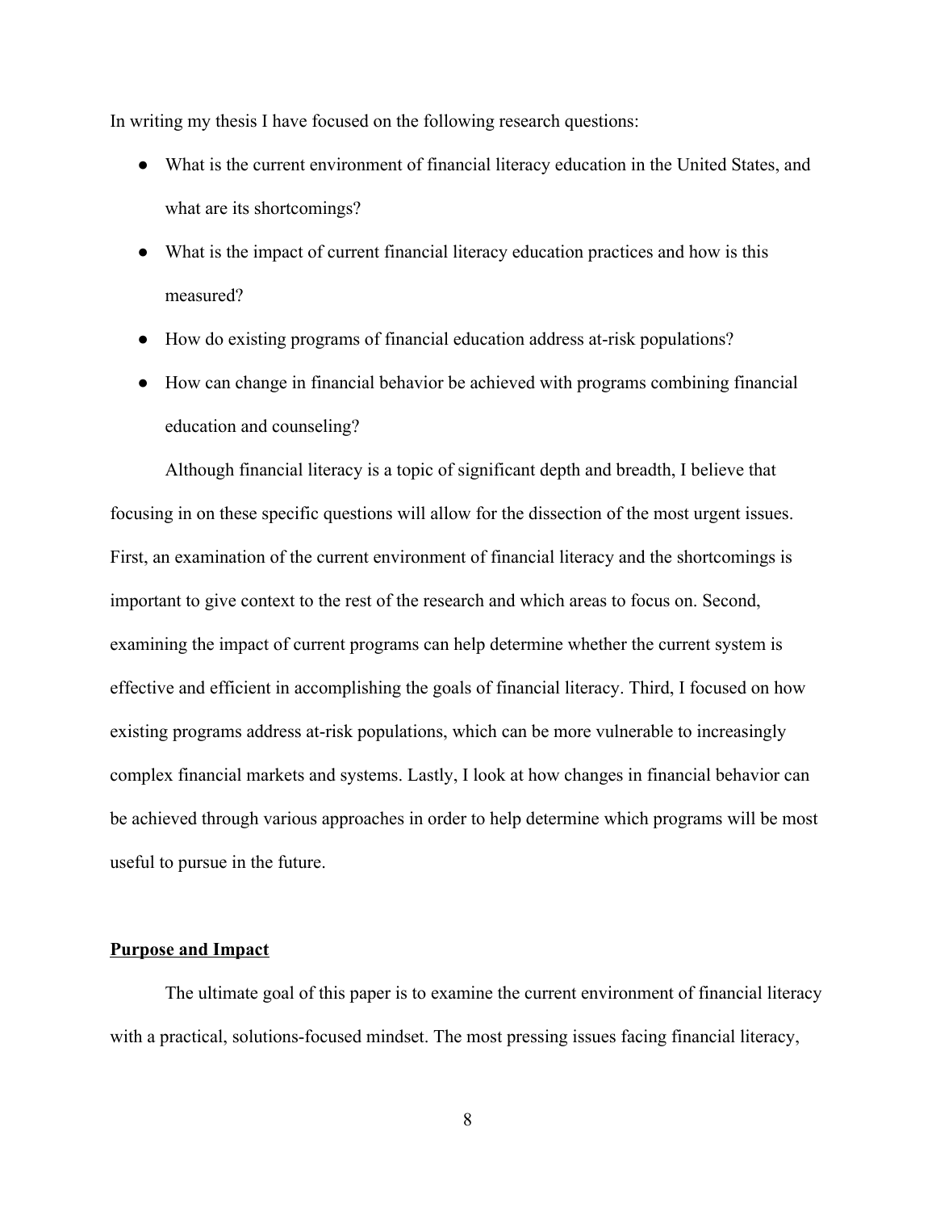In writing my thesis I have focused on the following research questions:

- What is the current environment of financial literacy education in the United States, and what are its shortcomings?
- What is the impact of current financial literacy education practices and how is this measured?
- How do existing programs of financial education address at-risk populations?
- How can change in financial behavior be achieved with programs combining financial education and counseling?

Although financial literacy is a topic of significant depth and breadth, I believe that focusing in on these specific questions will allow for the dissection of the most urgent issues. First, an examination of the current environment of financial literacy and the shortcomings is important to give context to the rest of the research and which areas to focus on. Second, examining the impact of current programs can help determine whether the current system is effective and efficient in accomplishing the goals of financial literacy. Third, I focused on how existing programs address at-risk populations, which can be more vulnerable to increasingly complex financial markets and systems. Lastly, I look at how changes in financial behavior can be achieved through various approaches in order to help determine which programs will be most useful to pursue in the future.

## Purpose and Impact

The ultimate goal of this paper is to examine the current environment of financial literacy with a practical, solutions-focused mindset. The most pressing issues facing financial literacy,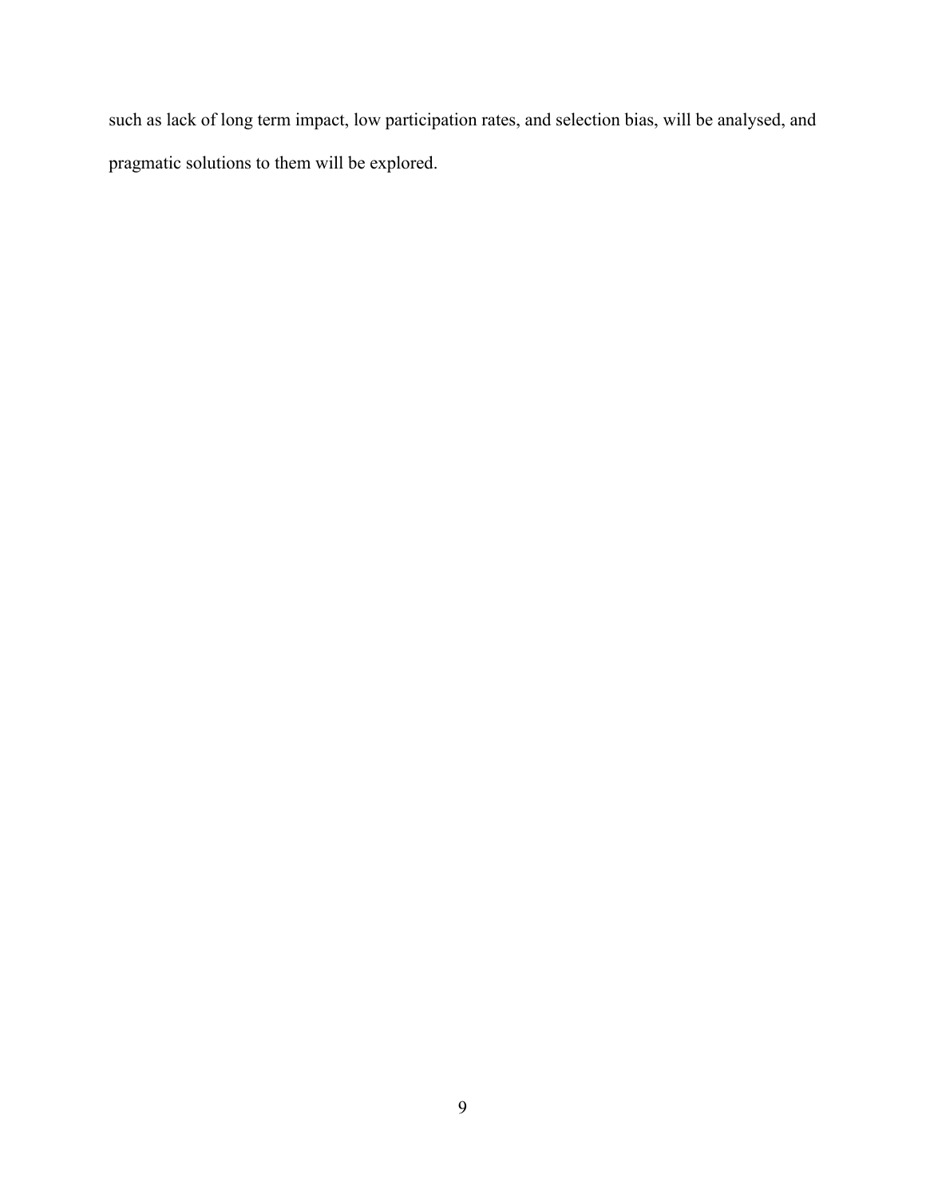such as lack of long term impact, low participation rates, and selection bias, will be analysed, and pragmatic solutions to them will be explored.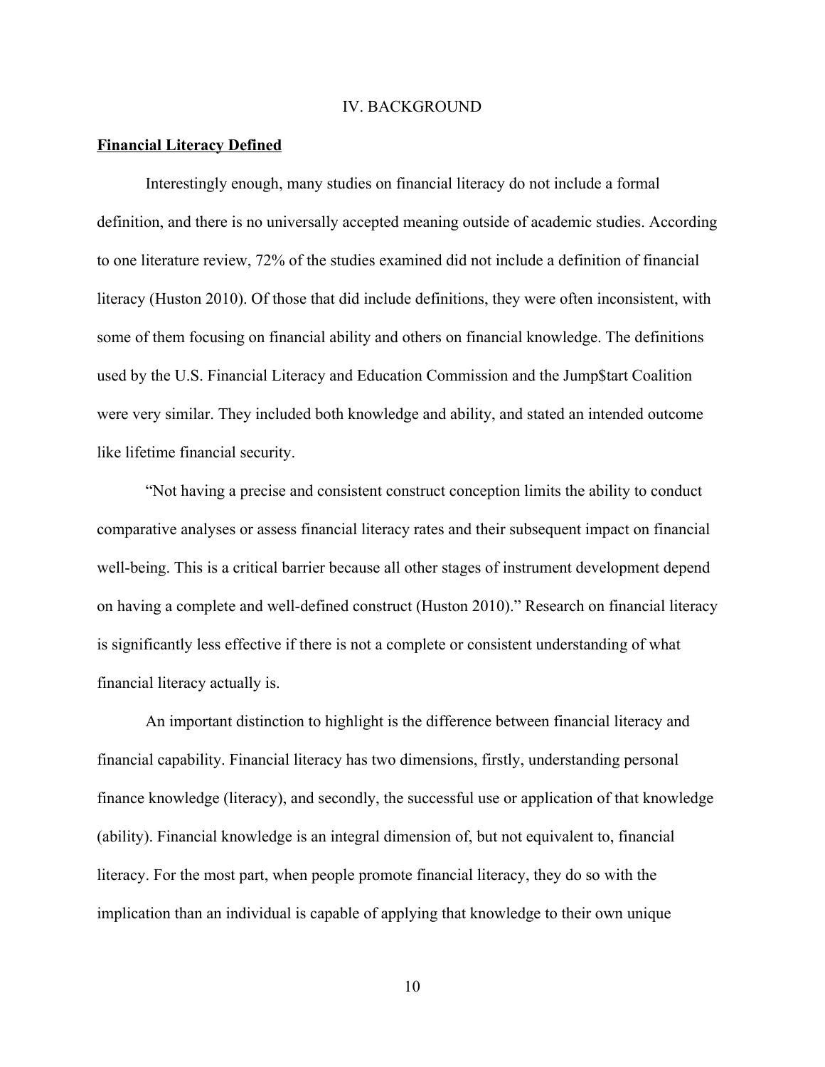# IV. BACKGROUND

**Financial Literacy Defined**

Interestingly enough, many studies on financial literacy do not include a formal definition, and there is no universally accepted meaning outside of academic studies. According to one literature review, 72% of the studies examined did not include a definition of financial literacy (Huston 2010). Of those that did include definitions, they were often inconsistent, with some of them focusing on financial ability and others on financial knowledge. The definitions used by the U.S. Financial Literacy and Education Commission and the Jump$tart Coalition were very similar. They included both knowledge and ability, and stated an intended outcome like lifetime financial security.

"Not having a precise and consistent construct conception limits the ability to conduct comparative analyses or assess financial literacy rates and their subsequent impact on financial well-being. This is a critical barrier because all other stages of instrument development depend on having a complete and well-defined construct (Huston 2010)." Research on financial literacy is significantly less effective if there is not a complete or consistent understanding of what financial literacy actually is.

An important distinction to highlight is the difference between financial literacy and financial capability. Financial literacy has two dimensions, firstly, understanding personal finance knowledge (literacy), and secondly, the successful use or application of that knowledge (ability). Financial knowledge is an integral dimension of, but not equivalent to, financial literacy. For the most part, when people promote financial literacy, they do so with the implication than an individual is capable of applying that knowledge to their own unique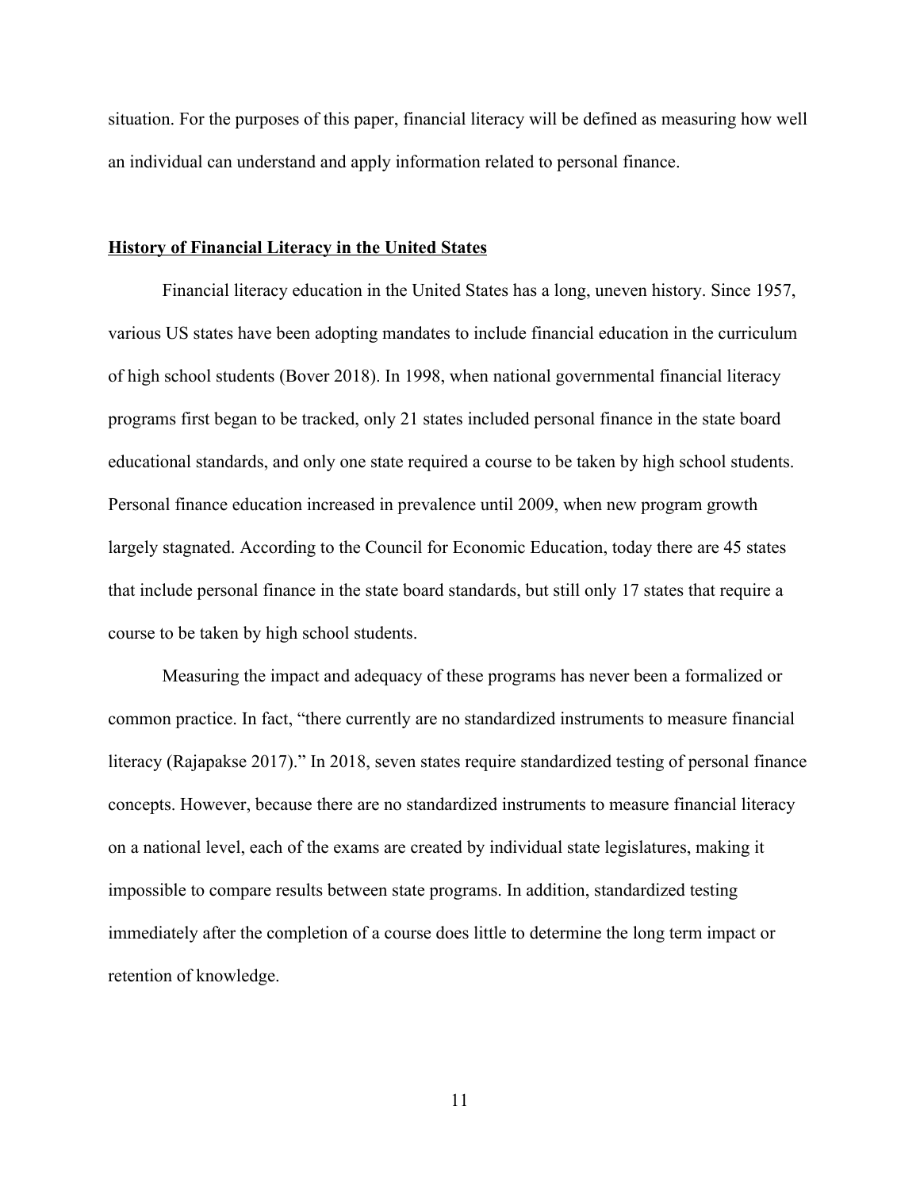situation. For the purposes of this paper, financial literacy will be defined as measuring how well an individual can understand and apply information related to personal finance.

## History of Financial Literacy in the United States

Financial literacy education in the United States has a long, uneven history. Since 1957, various US states have been adopting mandates to include financial education in the curriculum of high school students (Bover 2018). In 1998, when national governmental financial literacy programs first began to be tracked, only 21 states included personal finance in the state board educational standards, and only one state required a course to be taken by high school students. Personal finance education increased in prevalence until 2009, when new program growth largely stagnated. According to the Council for Economic Education, today there are 45 states that include personal finance in the state board standards, but still only 17 states that require a course to be taken by high school students.

Measuring the impact and adequacy of these programs has never been a formalized or common practice. In fact, "there currently are no standardized instruments to measure financial literacy (Rajapakse 2017)." In 2018, seven states require standardized testing of personal finance concepts. However, because there are no standardized instruments to measure financial literacy on a national level, each of the exams are created by individual state legislatures, making it impossible to compare results between state programs. In addition, standardized testing immediately after the completion of a course does little to determine the long term impact or retention of knowledge.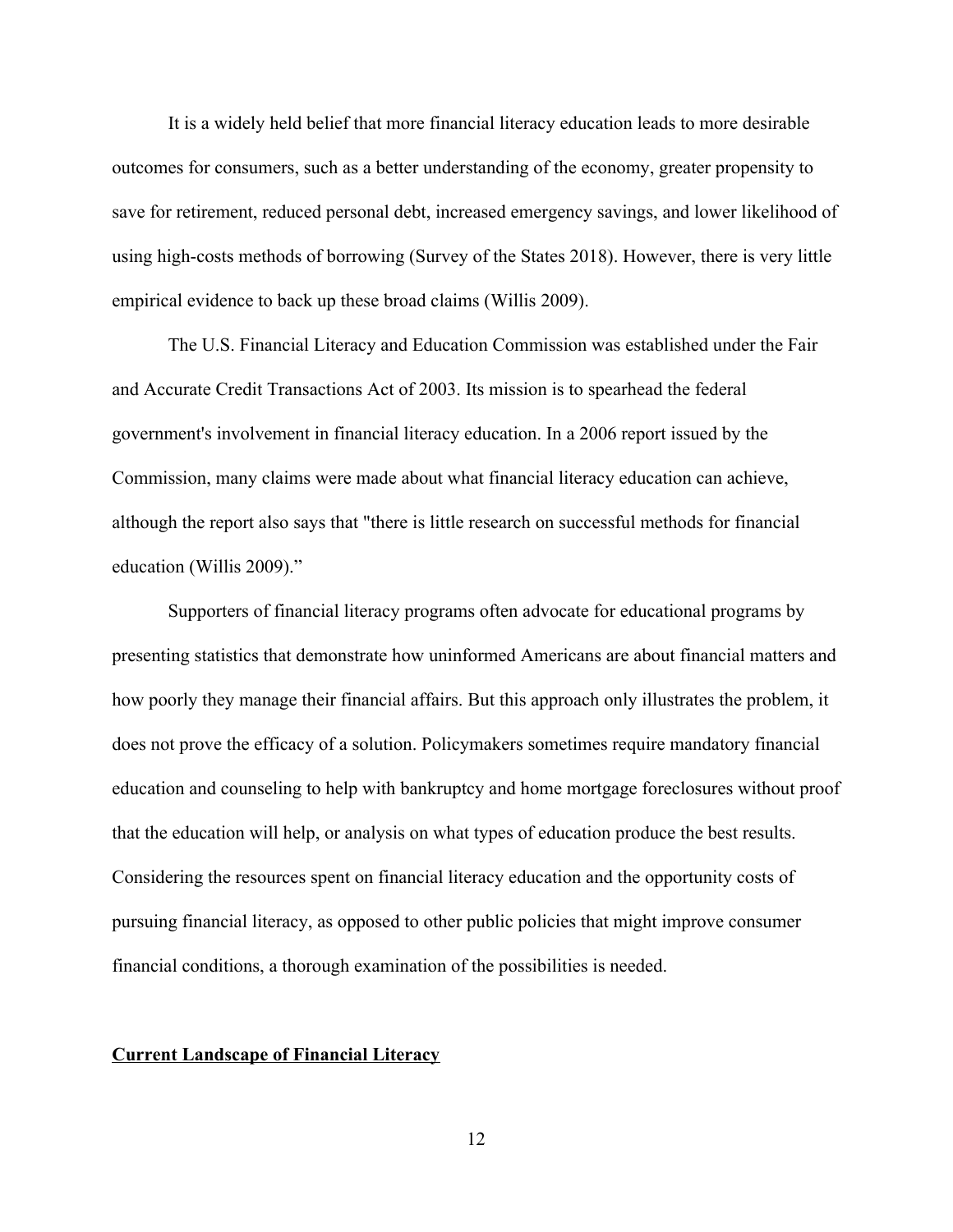It is a widely held belief that more financial literacy education leads to more desirable outcomes for consumers, such as a better understanding of the economy, greater propensity to save for retirement, reduced personal debt, increased emergency savings, and lower likelihood of using high-costs methods of borrowing (Survey of the States 2018). However, there is very little empirical evidence to back up these broad claims (Willis 2009).

The U.S. Financial Literacy and Education Commission was established under the Fair and Accurate Credit Transactions Act of 2003. Its mission is to spearhead the federal government's involvement in financial literacy education. In a 2006 report issued by the Commission, many claims were made about what financial literacy education can achieve, although the report also says that "there is little research on successful methods for financial education (Willis 2009)."

Supporters of financial literacy programs often advocate for educational programs by presenting statistics that demonstrate how uninformed Americans are about financial matters and how poorly they manage their financial affairs. But this approach only illustrates the problem, it does not prove the efficacy of a solution. Policymakers sometimes require mandatory financial education and counseling to help with bankruptcy and home mortgage foreclosures without proof that the education will help, or analysis on what types of education produce the best results. Considering the resources spent on financial literacy education and the opportunity costs of pursuing financial literacy, as opposed to other public policies that might improve consumer financial conditions, a thorough examination of the possibilities is needed.

## Current Landscape of Financial Literacy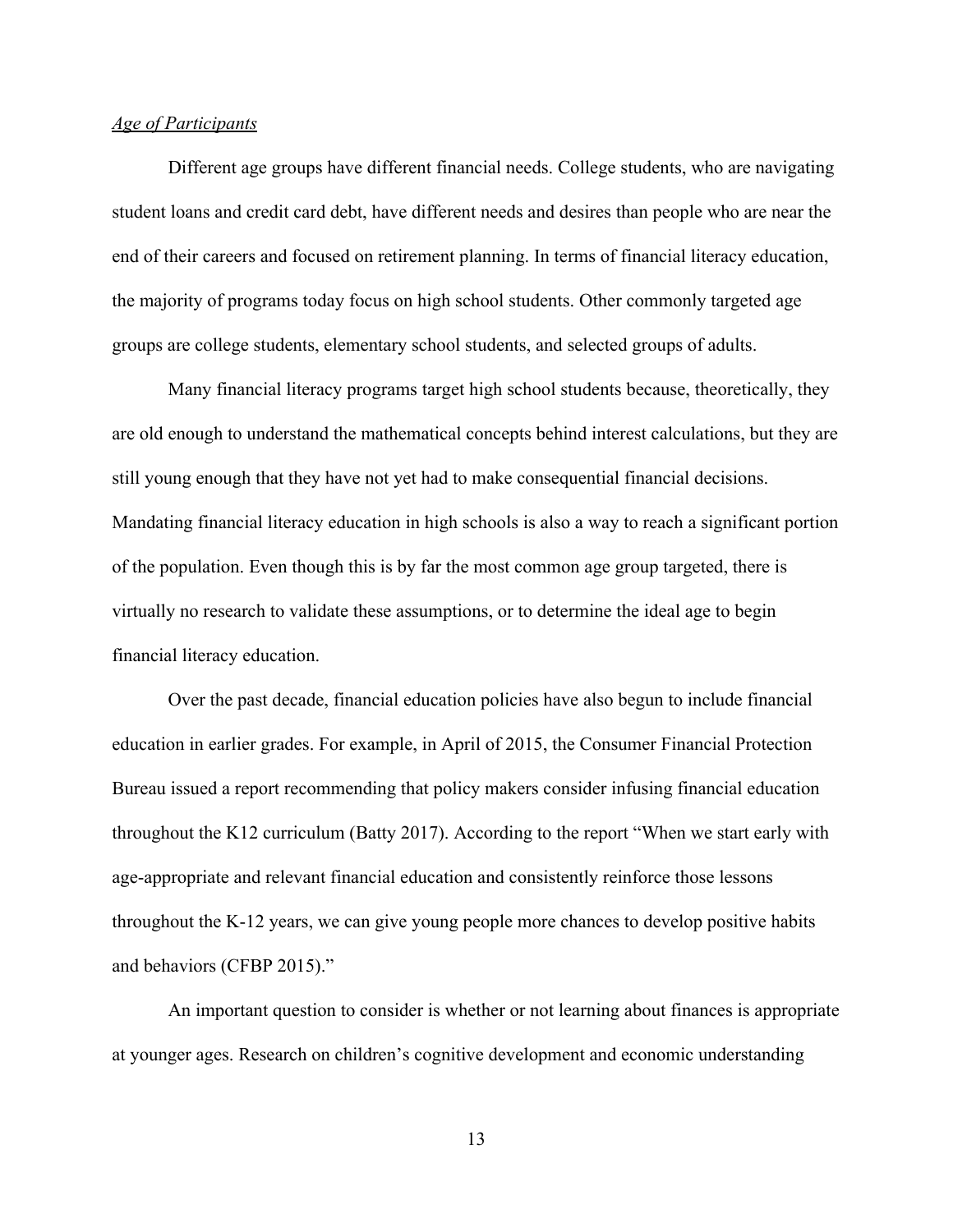*Age of Participants*

Different age groups have different financial needs. College students, who are navigating student loans and credit card debt, have different needs and desires than people who are near the end of their careers and focused on retirement planning. In terms of financial literacy education, the majority of programs today focus on high school students. Other commonly targeted age groups are college students, elementary school students, and selected groups of adults.

Many financial literacy programs target high school students because, theoretically, they are old enough to understand the mathematical concepts behind interest calculations, but they are still young enough that they have not yet had to make consequential financial decisions. Mandating financial literacy education in high schools is also a way to reach a significant portion of the population. Even though this is by far the most common age group targeted, there is virtually no research to validate these assumptions, or to determine the ideal age to begin financial literacy education.

Over the past decade, financial education policies have also begun to include financial education in earlier grades. For example, in April of 2015, the Consumer Financial Protection Bureau issued a report recommending that policy makers consider infusing financial education throughout the K12 curriculum (Batty 2017). According to the report "When we start early with age-appropriate and relevant financial education and consistently reinforce those lessons throughout the K-12 years, we can give young people more chances to develop positive habits and behaviors (CFBP 2015)."

An important question to consider is whether or not learning about finances is appropriate at younger ages. Research on children's cognitive development and economic understanding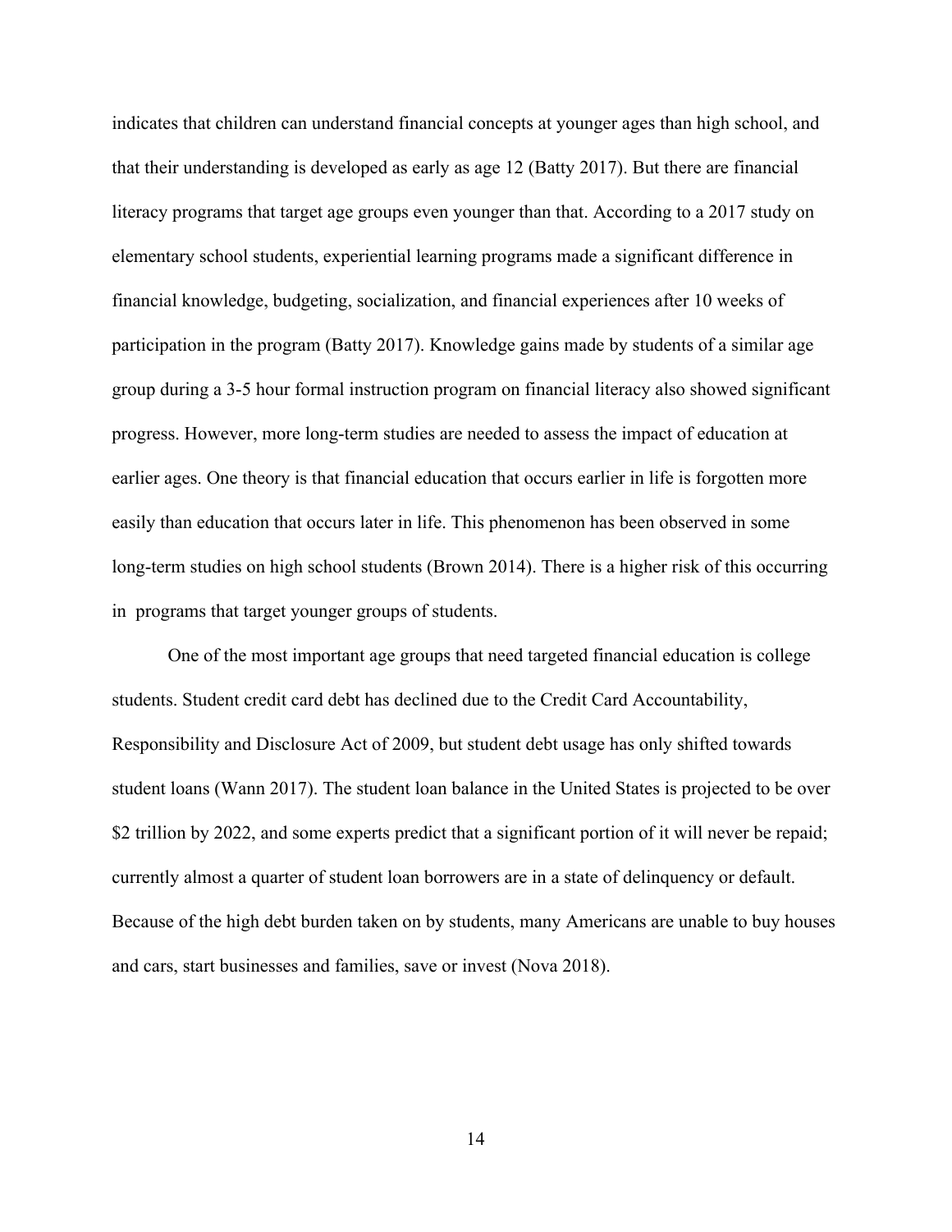indicates that children can understand financial concepts at younger ages than high school, and that their understanding is developed as early as age 12 (Batty 2017). But there are financial literacy programs that target age groups even younger than that. According to a 2017 study on elementary school students, experiential learning programs made a significant difference in financial knowledge, budgeting, socialization, and financial experiences after 10 weeks of participation in the program (Batty 2017). Knowledge gains made by students of a similar age group during a 3-5 hour formal instruction program on financial literacy also showed significant progress. However, more long-term studies are needed to assess the impact of education at earlier ages. One theory is that financial education that occurs earlier in life is forgotten more easily than education that occurs later in life. This phenomenon has been observed in some long-term studies on high school students (Brown 2014). There is a higher risk of this occurring in programs that target younger groups of students.

One of the most important age groups that need targeted financial education is college students. Student credit card debt has declined due to the Credit Card Accountability, Responsibility and Disclosure Act of 2009, but student debt usage has only shifted towards student loans (Wann 2017). The student loan balance in the United States is projected to be over $2 trillion by 2022, and some experts predict that a significant portion of it will never be repaid; currently almost a quarter of student loan borrowers are in a state of delinquency or default. Because of the high debt burden taken on by students, many Americans are unable to buy houses and cars, start businesses and families, save or invest (Nova 2018).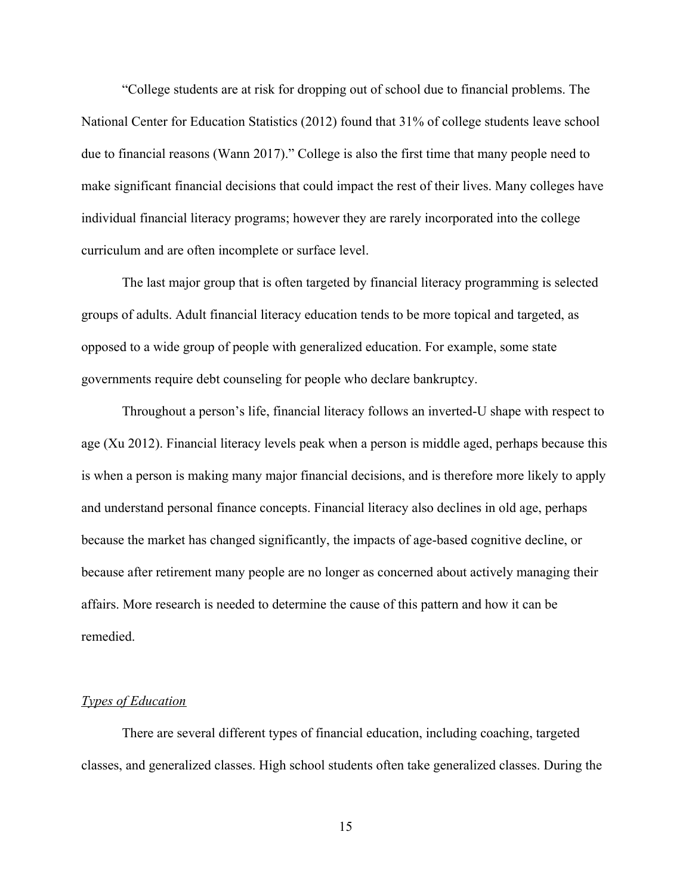"College students are at risk for dropping out of school due to financial problems. The National Center for Education Statistics (2012) found that 31% of college students leave school due to financial reasons (Wann 2017)." College is also the first time that many people need to make significant financial decisions that could impact the rest of their lives. Many colleges have individual financial literacy programs; however they are rarely incorporated into the college curriculum and are often incomplete or surface level.

The last major group that is often targeted by financial literacy programming is selected groups of adults. Adult financial literacy education tends to be more topical and targeted, as opposed to a wide group of people with generalized education. For example, some state governments require debt counseling for people who declare bankruptcy.

Throughout a person's life, financial literacy follows an inverted-U shape with respect to age (Xu 2012). Financial literacy levels peak when a person is middle aged, perhaps because this is when a person is making many major financial decisions, and is therefore more likely to apply and understand personal finance concepts. Financial literacy also declines in old age, perhaps because the market has changed significantly, the impacts of age-based cognitive decline, or because after retirement many people are no longer as concerned about actively managing their affairs. More research is needed to determine the cause of this pattern and how it can be remedied.

*Types of Education*

There are several different types of financial education, including coaching, targeted classes, and generalized classes. High school students often take generalized classes. During the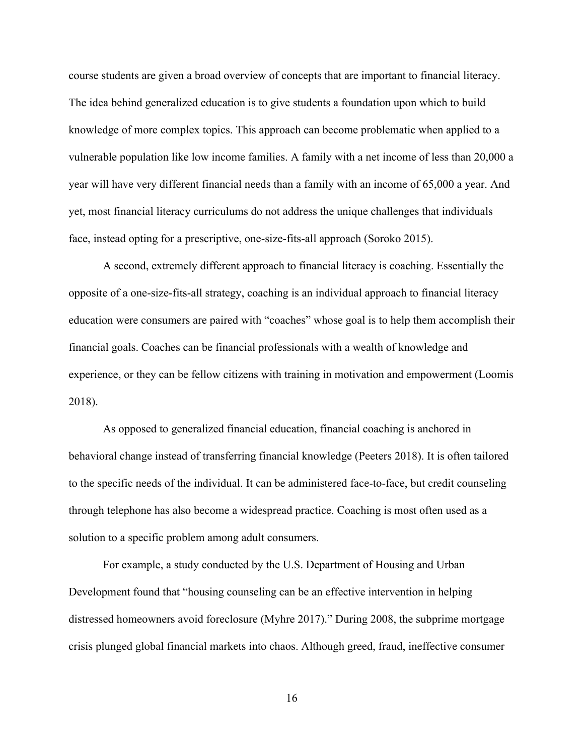course students are given a broad overview of concepts that are important to financial literacy. The idea behind generalized education is to give students a foundation upon which to build knowledge of more complex topics. This approach can become problematic when applied to a vulnerable population like low income families. A family with a net income of less than 20,000 a year will have very different financial needs than a family with an income of 65,000 a year. And yet, most financial literacy curriculums do not address the unique challenges that individuals face, instead opting for a prescriptive, one-size-fits-all approach (Soroko 2015).

A second, extremely different approach to financial literacy is coaching. Essentially the opposite of a one-size-fits-all strategy, coaching is an individual approach to financial literacy education were consumers are paired with "coaches" whose goal is to help them accomplish their financial goals. Coaches can be financial professionals with a wealth of knowledge and experience, or they can be fellow citizens with training in motivation and empowerment (Loomis 2018).

As opposed to generalized financial education, financial coaching is anchored in behavioral change instead of transferring financial knowledge (Peeters 2018). It is often tailored to the specific needs of the individual. It can be administered face-to-face, but credit counseling through telephone has also become a widespread practice. Coaching is most often used as a solution to a specific problem among adult consumers.

For example, a study conducted by the U.S. Department of Housing and Urban Development found that "housing counseling can be an effective intervention in helping distressed homeowners avoid foreclosure (Myhre 2017)." During 2008, the subprime mortgage crisis plunged global financial markets into chaos. Although greed, fraud, ineffective consumer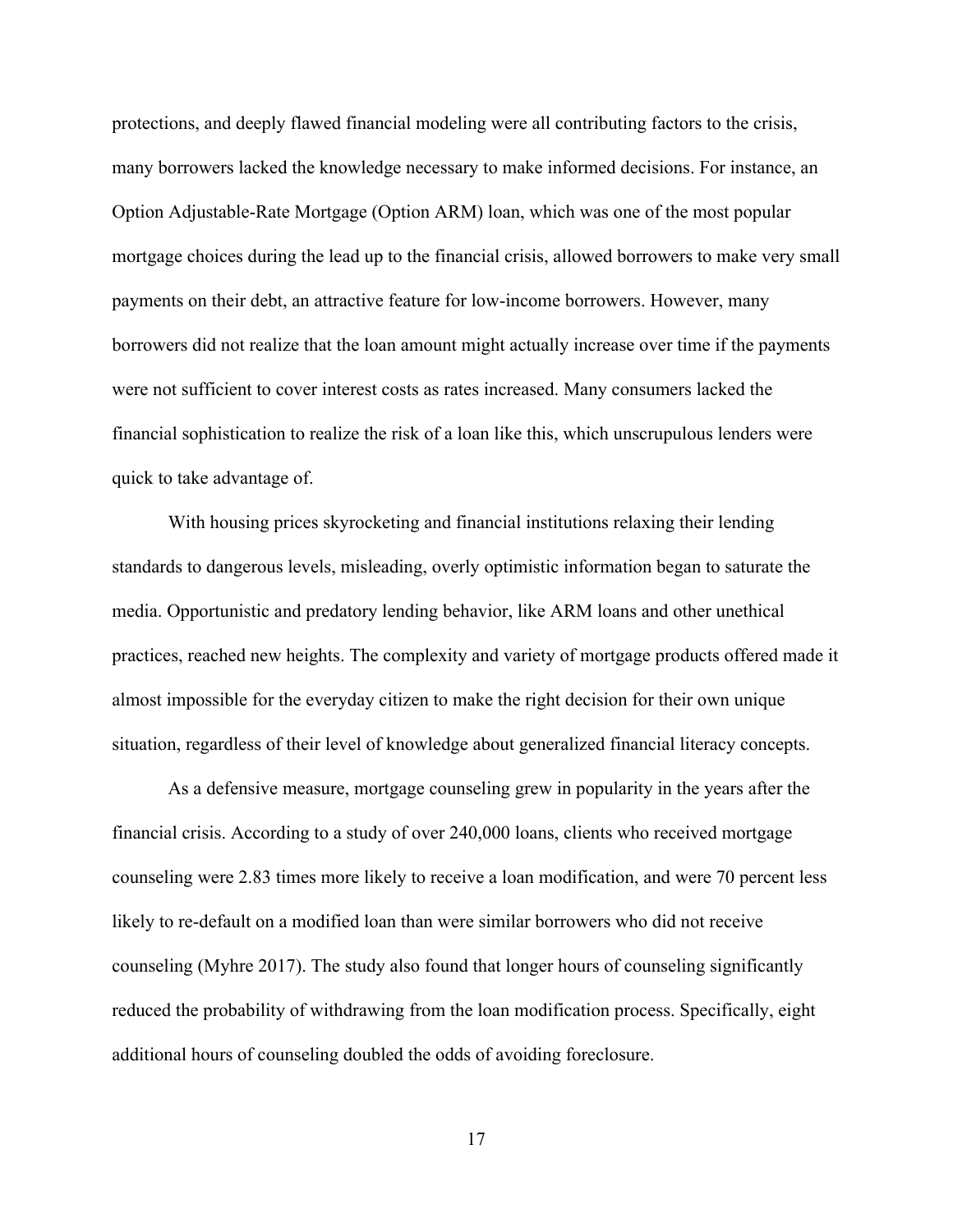protections, and deeply flawed financial modeling were all contributing factors to the crisis, many borrowers lacked the knowledge necessary to make informed decisions. For instance, an Option Adjustable-Rate Mortgage (Option ARM) loan, which was one of the most popular mortgage choices during the lead up to the financial crisis, allowed borrowers to make very small payments on their debt, an attractive feature for low-income borrowers. However, many borrowers did not realize that the loan amount might actually increase over time if the payments were not sufficient to cover interest costs as rates increased. Many consumers lacked the financial sophistication to realize the risk of a loan like this, which unscrupulous lenders were quick to take advantage of.

With housing prices skyrocketing and financial institutions relaxing their lending standards to dangerous levels, misleading, overly optimistic information began to saturate the media. Opportunistic and predatory lending behavior, like ARM loans and other unethical practices, reached new heights. The complexity and variety of mortgage products offered made it almost impossible for the everyday citizen to make the right decision for their own unique situation, regardless of their level of knowledge about generalized financial literacy concepts.

As a defensive measure, mortgage counseling grew in popularity in the years after the financial crisis. According to a study of over 240,000 loans, clients who received mortgage counseling were 2.83 times more likely to receive a loan modification, and were 70 percent less likely to re-default on a modified loan than were similar borrowers who did not receive counseling (Myhre 2017). The study also found that longer hours of counseling significantly reduced the probability of withdrawing from the loan modification process. Specifically, eight additional hours of counseling doubled the odds of avoiding foreclosure.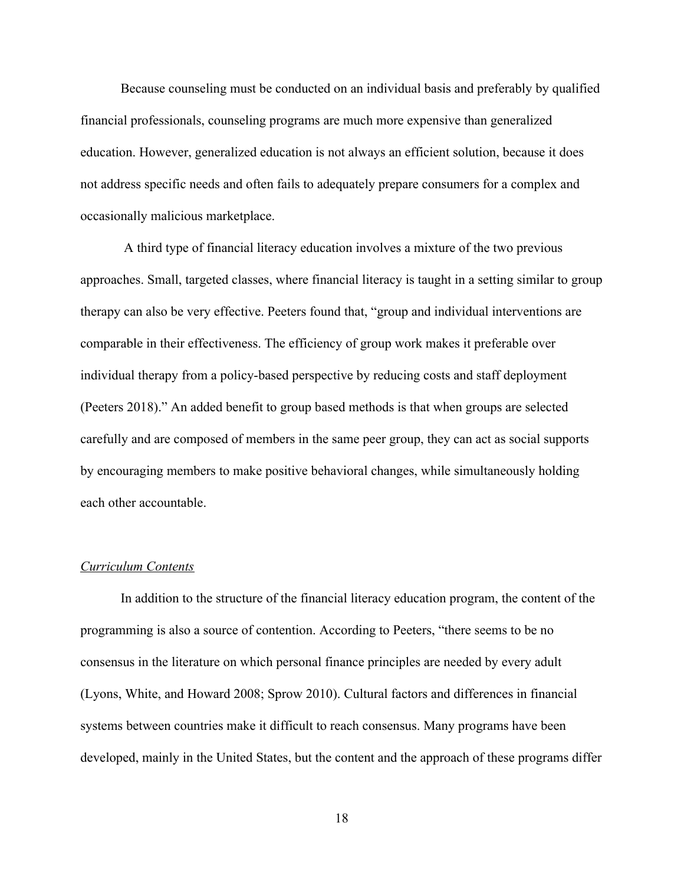Because counseling must be conducted on an individual basis and preferably by qualified financial professionals, counseling programs are much more expensive than generalized education. However, generalized education is not always an efficient solution, because it does not address specific needs and often fails to adequately prepare consumers for a complex and occasionally malicious marketplace.

A third type of financial literacy education involves a mixture of the two previous approaches. Small, targeted classes, where financial literacy is taught in a setting similar to group therapy can also be very effective. Peeters found that, "group and individual interventions are comparable in their effectiveness. The efficiency of group work makes it preferable over individual therapy from a policy-based perspective by reducing costs and staff deployment (Peeters 2018)." An added benefit to group based methods is that when groups are selected carefully and are composed of members in the same peer group, they can act as social supports by encouraging members to make positive behavioral changes, while simultaneously holding each other accountable.

*Curriculum Contents*

In addition to the structure of the financial literacy education program, the content of the programming is also a source of contention. According to Peeters, "there seems to be no consensus in the literature on which personal finance principles are needed by every adult (Lyons, White, and Howard 2008; Sprow 2010). Cultural factors and differences in financial systems between countries make it difficult to reach consensus. Many programs have been developed, mainly in the United States, but the content and the approach of these programs differ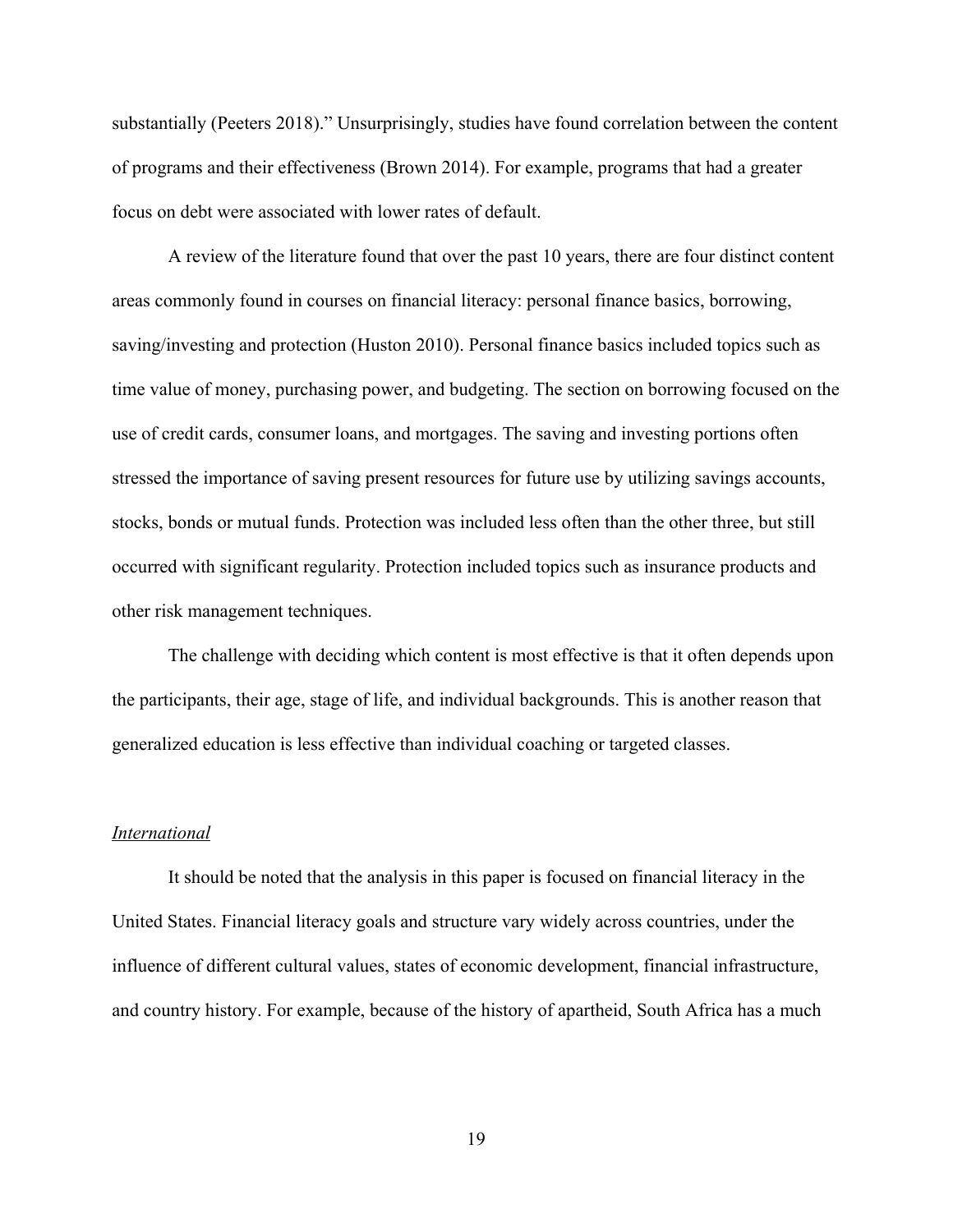substantially (Peeters 2018)." Unsurprisingly, studies have found correlation between the content of programs and their effectiveness (Brown 2014). For example, programs that had a greater focus on debt were associated with lower rates of default.

A review of the literature found that over the past 10 years, there are four distinct content areas commonly found in courses on financial literacy: personal finance basics, borrowing, saving/investing and protection (Huston 2010). Personal finance basics included topics such as time value of money, purchasing power, and budgeting. The section on borrowing focused on the use of credit cards, consumer loans, and mortgages. The saving and investing portions often stressed the importance of saving present resources for future use by utilizing savings accounts, stocks, bonds or mutual funds. Protection was included less often than the other three, but still occurred with significant regularity. Protection included topics such as insurance products and other risk management techniques.

The challenge with deciding which content is most effective is that it often depends upon the participants, their age, stage of life, and individual backgrounds. This is another reason that generalized education is less effective than individual coaching or targeted classes.

### *International*

It should be noted that the analysis in this paper is focused on financial literacy in the United States. Financial literacy goals and structure vary widely across countries, under the influence of different cultural values, states of economic development, financial infrastructure, and country history. For example, because of the history of apartheid, South Africa has a much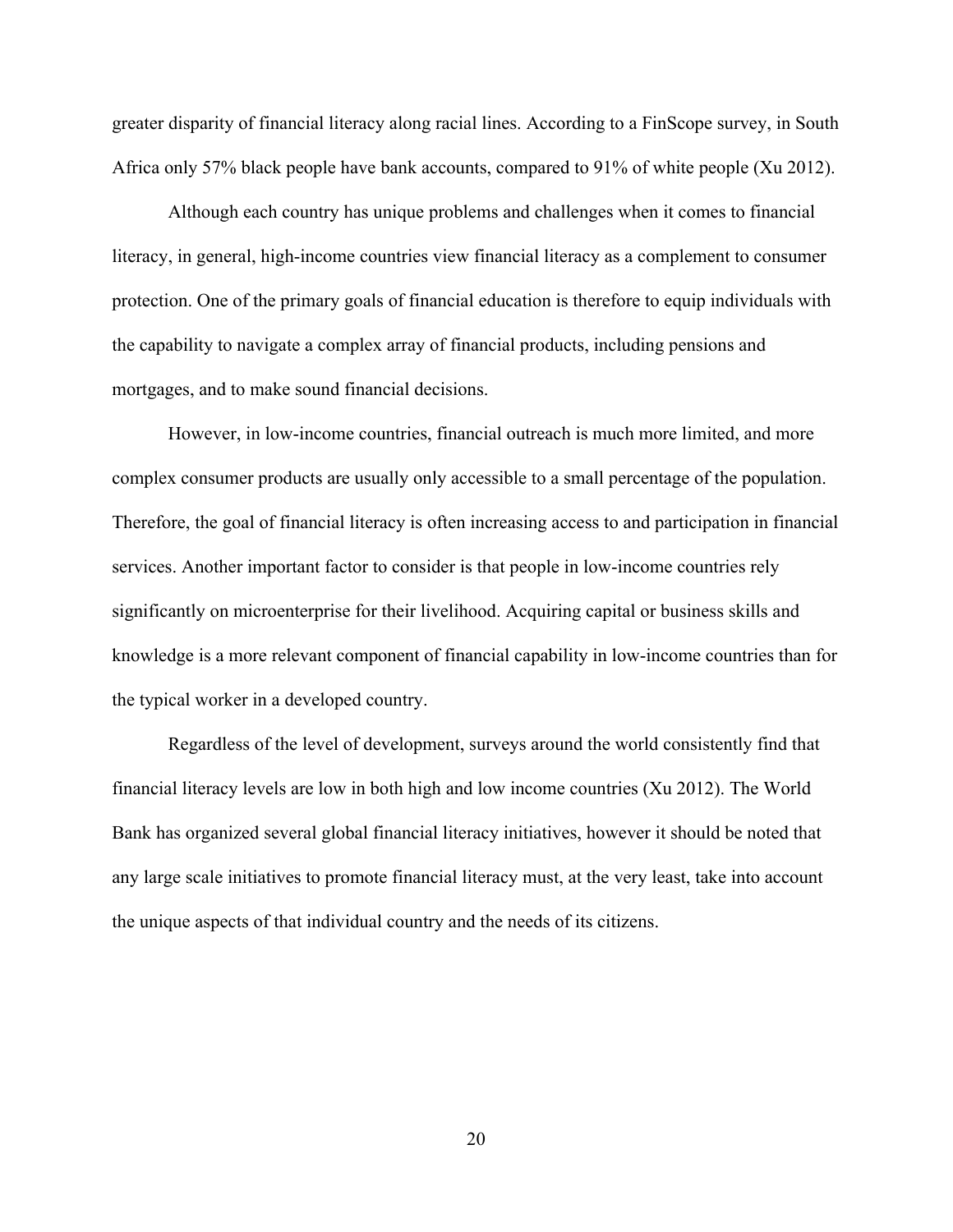greater disparity of financial literacy along racial lines. According to a FinScope survey, in South Africa only 57% black people have bank accounts, compared to 91% of white people (Xu 2012).

Although each country has unique problems and challenges when it comes to financial literacy, in general, high-income countries view financial literacy as a complement to consumer protection. One of the primary goals of financial education is therefore to equip individuals with the capability to navigate a complex array of financial products, including pensions and mortgages, and to make sound financial decisions.

However, in low-income countries, financial outreach is much more limited, and more complex consumer products are usually only accessible to a small percentage of the population. Therefore, the goal of financial literacy is often increasing access to and participation in financial services. Another important factor to consider is that people in low-income countries rely significantly on microenterprise for their livelihood. Acquiring capital or business skills and knowledge is a more relevant component of financial capability in low-income countries than for the typical worker in a developed country.

Regardless of the level of development, surveys around the world consistently find that financial literacy levels are low in both high and low income countries (Xu 2012). The World Bank has organized several global financial literacy initiatives, however it should be noted that any large scale initiatives to promote financial literacy must, at the very least, take into account the unique aspects of that individual country and the needs of its citizens.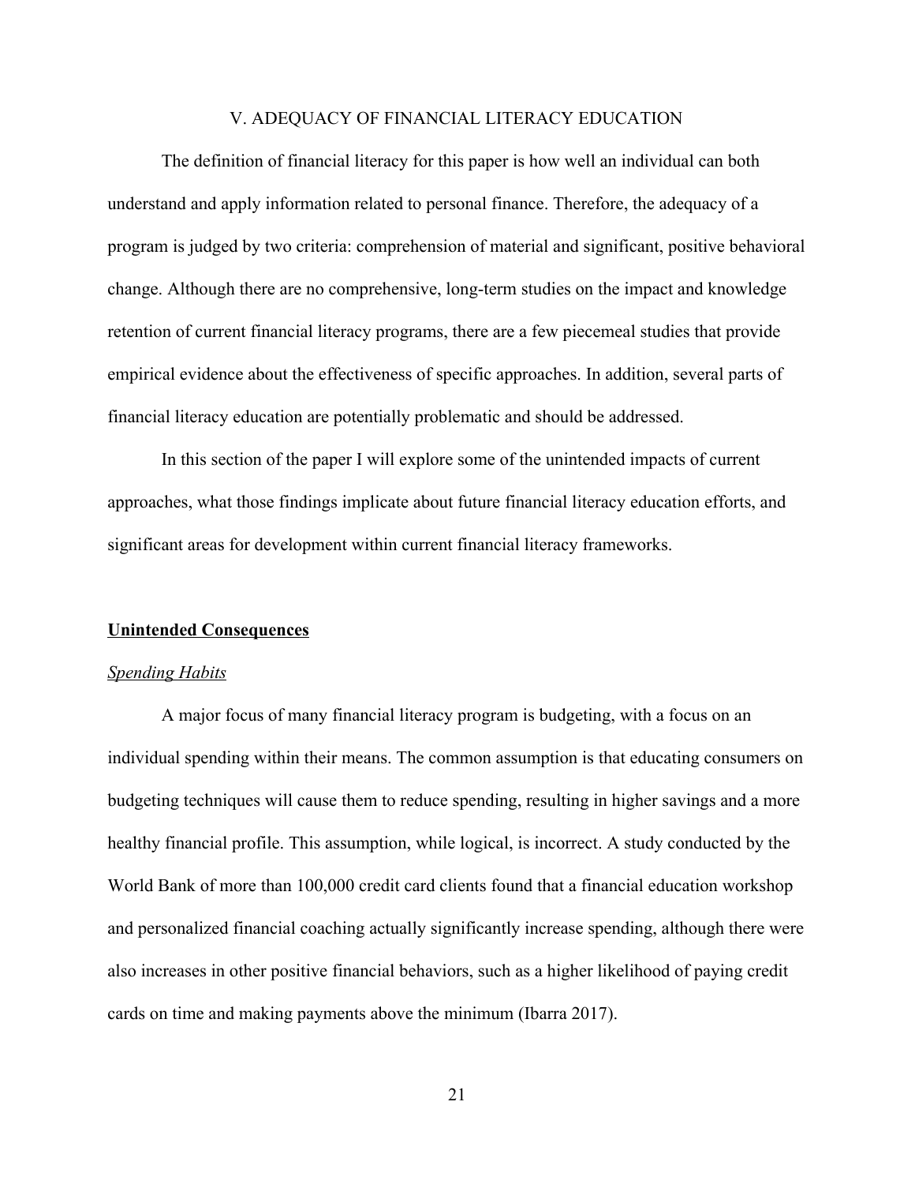## V. ADEQUACY OF FINANCIAL LITERACY EDUCATION

The definition of financial literacy for this paper is how well an individual can both understand and apply information related to personal finance. Therefore, the adequacy of a program is judged by two criteria: comprehension of material and significant, positive behavioral change. Although there are no comprehensive, long-term studies on the impact and knowledge retention of current financial literacy programs, there are a few piecemeal studies that provide empirical evidence about the effectiveness of specific approaches. In addition, several parts of financial literacy education are potentially problematic and should be addressed.

In this section of the paper I will explore some of the unintended impacts of current approaches, what those findings implicate about future financial literacy education efforts, and significant areas for development within current financial literacy frameworks.

### Unintended Consequences

#### *Spending Habits*

A major focus of many financial literacy program is budgeting, with a focus on an individual spending within their means. The common assumption is that educating consumers on budgeting techniques will cause them to reduce spending, resulting in higher savings and a more healthy financial profile. This assumption, while logical, is incorrect. A study conducted by the World Bank of more than 100,000 credit card clients found that a financial education workshop and personalized financial coaching actually significantly increase spending, although there were also increases in other positive financial behaviors, such as a higher likelihood of paying credit cards on time and making payments above the minimum (Ibarra 2017).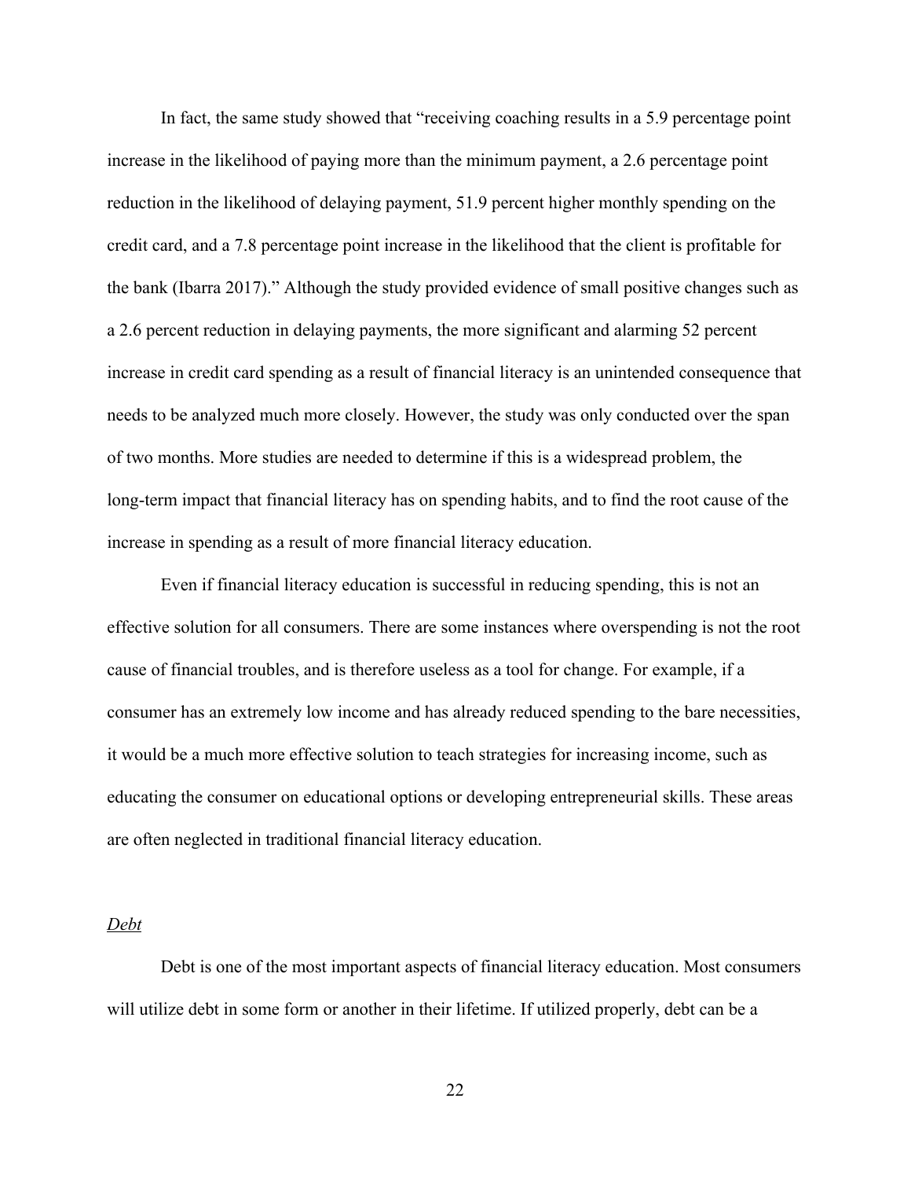In fact, the same study showed that "receiving coaching results in a 5.9 percentage point increase in the likelihood of paying more than the minimum payment, a 2.6 percentage point reduction in the likelihood of delaying payment, 51.9 percent higher monthly spending on the credit card, and a 7.8 percentage point increase in the likelihood that the client is profitable for the bank (Ibarra 2017)." Although the study provided evidence of small positive changes such as a 2.6 percent reduction in delaying payments, the more significant and alarming 52 percent increase in credit card spending as a result of financial literacy is an unintended consequence that needs to be analyzed much more closely. However, the study was only conducted over the span of two months. More studies are needed to determine if this is a widespread problem, the long-term impact that financial literacy has on spending habits, and to find the root cause of the increase in spending as a result of more financial literacy education.

Even if financial literacy education is successful in reducing spending, this is not an effective solution for all consumers. There are some instances where overspending is not the root cause of financial troubles, and is therefore useless as a tool for change. For example, if a consumer has an extremely low income and has already reduced spending to the bare necessities, it would be a much more effective solution to teach strategies for increasing income, such as educating the consumer on educational options or developing entrepreneurial skills. These areas are often neglected in traditional financial literacy education.

*Debt*

Debt is one of the most important aspects of financial literacy education. Most consumers will utilize debt in some form or another in their lifetime. If utilized properly, debt can be a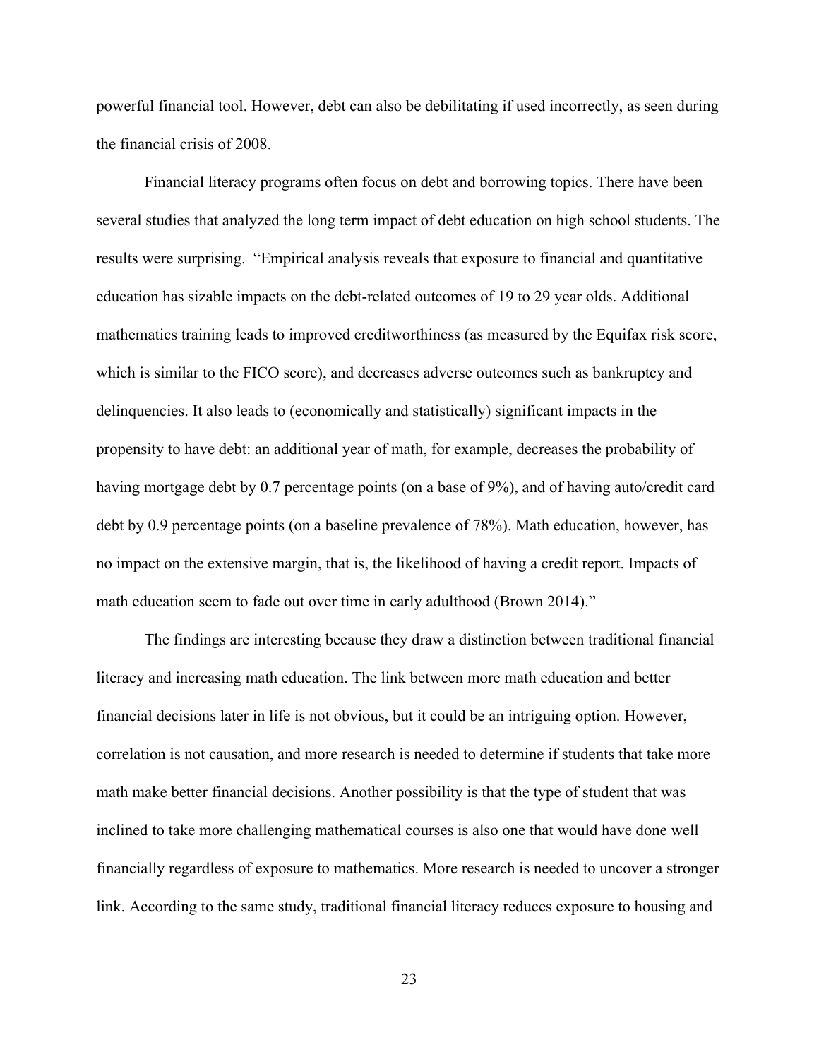powerful financial tool. However, debt can also be debilitating if used incorrectly, as seen during the financial crisis of 2008.

Financial literacy programs often focus on debt and borrowing topics. There have been several studies that analyzed the long term impact of debt education on high school students. The results were surprising. "Empirical analysis reveals that exposure to financial and quantitative education has sizable impacts on the debt-related outcomes of 19 to 29 year olds. Additional mathematics training leads to improved creditworthiness (as measured by the Equifax risk score, which is similar to the FICO score), and decreases adverse outcomes such as bankruptcy and delinquencies. It also leads to (economically and statistically) significant impacts in the propensity to have debt: an additional year of math, for example, decreases the probability of having mortgage debt by 0.7 percentage points (on a base of 9%), and of having auto/credit card debt by 0.9 percentage points (on a baseline prevalence of 78%). Math education, however, has no impact on the extensive margin, that is, the likelihood of having a credit report. Impacts of math education seem to fade out over time in early adulthood (Brown 2014)."

The findings are interesting because they draw a distinction between traditional financial literacy and increasing math education. The link between more math education and better financial decisions later in life is not obvious, but it could be an intriguing option. However, correlation is not causation, and more research is needed to determine if students that take more math make better financial decisions. Another possibility is that the type of student that was inclined to take more challenging mathematical courses is also one that would have done well financially regardless of exposure to mathematics. More research is needed to uncover a stronger link. According to the same study, traditional financial literacy reduces exposure to housing and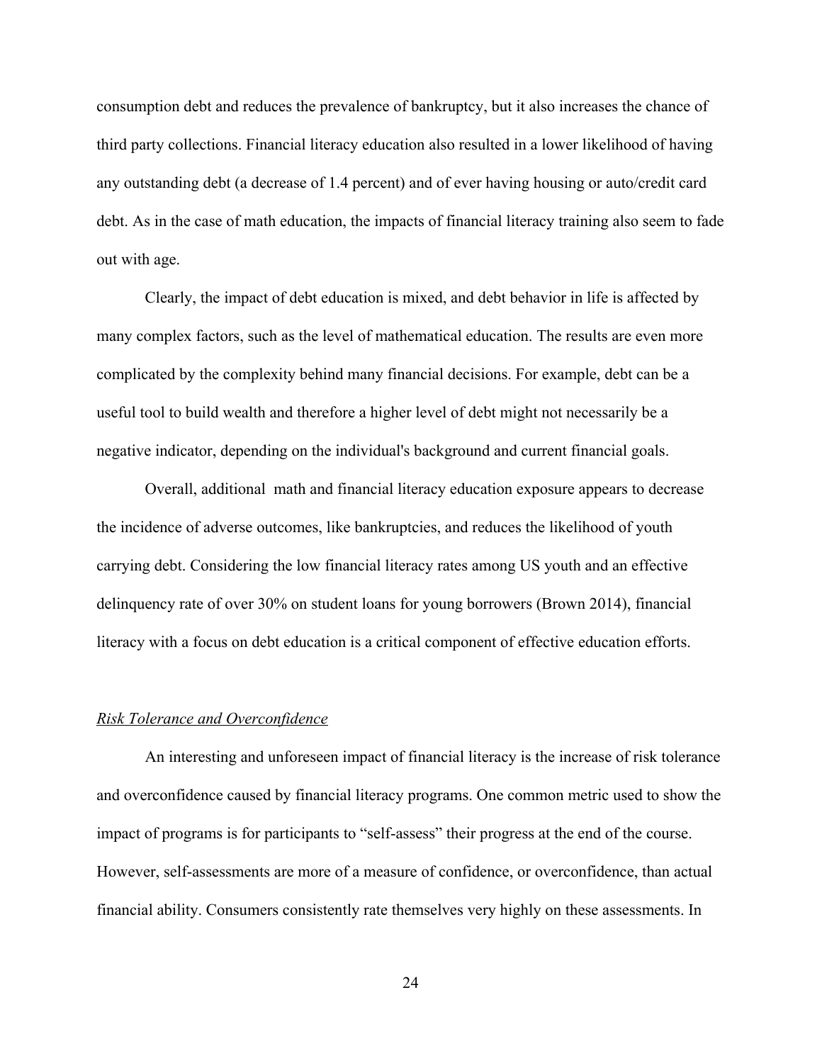consumption debt and reduces the prevalence of bankruptcy, but it also increases the chance of third party collections. Financial literacy education also resulted in a lower likelihood of having any outstanding debt (a decrease of 1.4 percent) and of ever having housing or auto/credit card debt. As in the case of math education, the impacts of financial literacy training also seem to fade out with age.

Clearly, the impact of debt education is mixed, and debt behavior in life is affected by many complex factors, such as the level of mathematical education. The results are even more complicated by the complexity behind many financial decisions. For example, debt can be a useful tool to build wealth and therefore a higher level of debt might not necessarily be a negative indicator, depending on the individual's background and current financial goals.

Overall, additional math and financial literacy education exposure appears to decrease the incidence of adverse outcomes, like bankruptcies, and reduces the likelihood of youth carrying debt. Considering the low financial literacy rates among US youth and an effective delinquency rate of over 30% on student loans for young borrowers (Brown 2014), financial literacy with a focus on debt education is a critical component of effective education efforts.

### *Risk Tolerance and Overconfidence*

An interesting and unforeseen impact of financial literacy is the increase of risk tolerance and overconfidence caused by financial literacy programs. One common metric used to show the impact of programs is for participants to "self-assess" their progress at the end of the course. However, self-assessments are more of a measure of confidence, or overconfidence, than actual financial ability. Consumers consistently rate themselves very highly on these assessments. In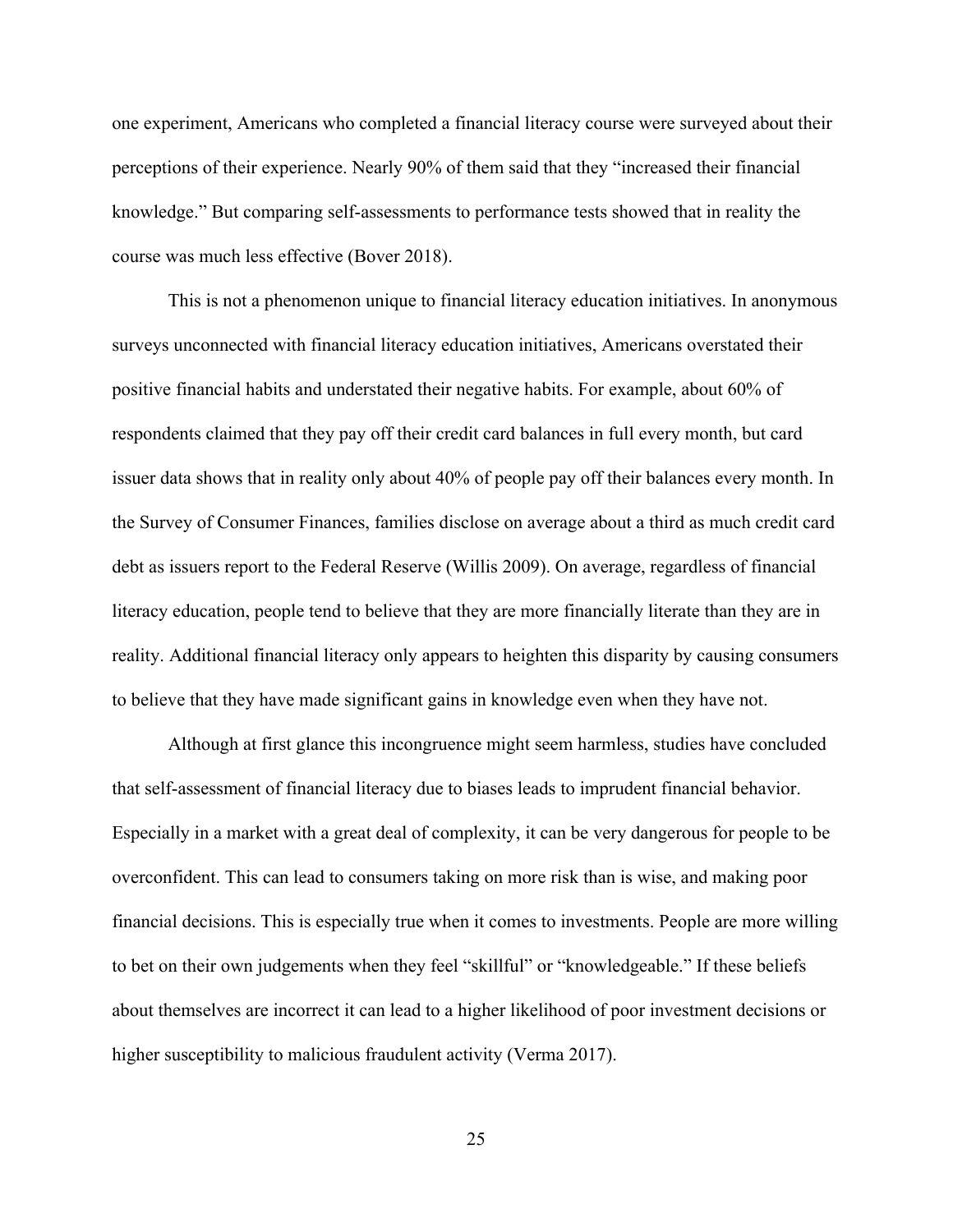one experiment, Americans who completed a financial literacy course were surveyed about their perceptions of their experience. Nearly 90% of them said that they "increased their financial knowledge." But comparing self-assessments to performance tests showed that in reality the course was much less effective (Bover 2018).

This is not a phenomenon unique to financial literacy education initiatives. In anonymous surveys unconnected with financial literacy education initiatives, Americans overstated their positive financial habits and understated their negative habits. For example, about 60% of respondents claimed that they pay off their credit card balances in full every month, but card issuer data shows that in reality only about 40% of people pay off their balances every month. In the Survey of Consumer Finances, families disclose on average about a third as much credit card debt as issuers report to the Federal Reserve (Willis 2009). On average, regardless of financial literacy education, people tend to believe that they are more financially literate than they are in reality. Additional financial literacy only appears to heighten this disparity by causing consumers to believe that they have made significant gains in knowledge even when they have not.

Although at first glance this incongruence might seem harmless, studies have concluded that self-assessment of financial literacy due to biases leads to imprudent financial behavior. Especially in a market with a great deal of complexity, it can be very dangerous for people to be overconfident. This can lead to consumers taking on more risk than is wise, and making poor financial decisions. This is especially true when it comes to investments. People are more willing to bet on their own judgements when they feel "skillful" or "knowledgeable." If these beliefs about themselves are incorrect it can lead to a higher likelihood of poor investment decisions or higher susceptibility to malicious fraudulent activity (Verma 2017).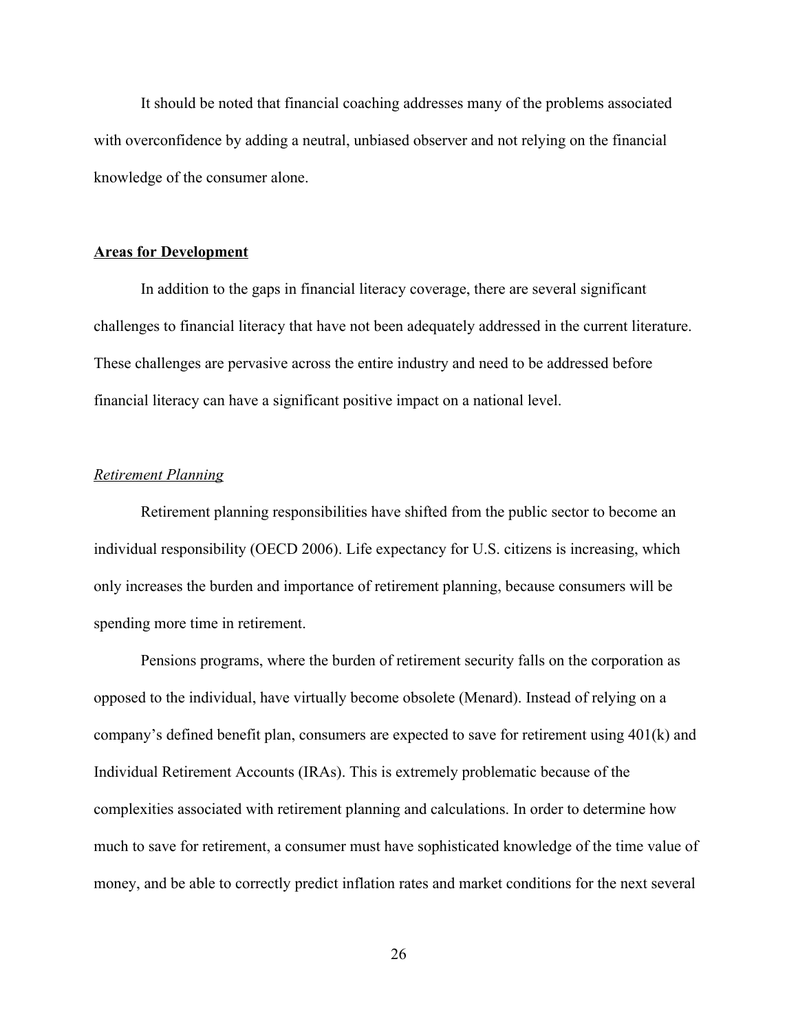It should be noted that financial coaching addresses many of the problems associated with overconfidence by adding a neutral, unbiased observer and not relying on the financial knowledge of the consumer alone.

## Areas for Development

In addition to the gaps in financial literacy coverage, there are several significant challenges to financial literacy that have not been adequately addressed in the current literature. These challenges are pervasive across the entire industry and need to be addressed before financial literacy can have a significant positive impact on a national level.

### *Retirement Planning*

Retirement planning responsibilities have shifted from the public sector to become an individual responsibility (OECD 2006). Life expectancy for U.S. citizens is increasing, which only increases the burden and importance of retirement planning, because consumers will be spending more time in retirement.

Pensions programs, where the burden of retirement security falls on the corporation as opposed to the individual, have virtually become obsolete (Menard). Instead of relying on a company's defined benefit plan, consumers are expected to save for retirement using 401(k) and Individual Retirement Accounts (IRAs). This is extremely problematic because of the complexities associated with retirement planning and calculations. In order to determine how much to save for retirement, a consumer must have sophisticated knowledge of the time value of money, and be able to correctly predict inflation rates and market conditions for the next several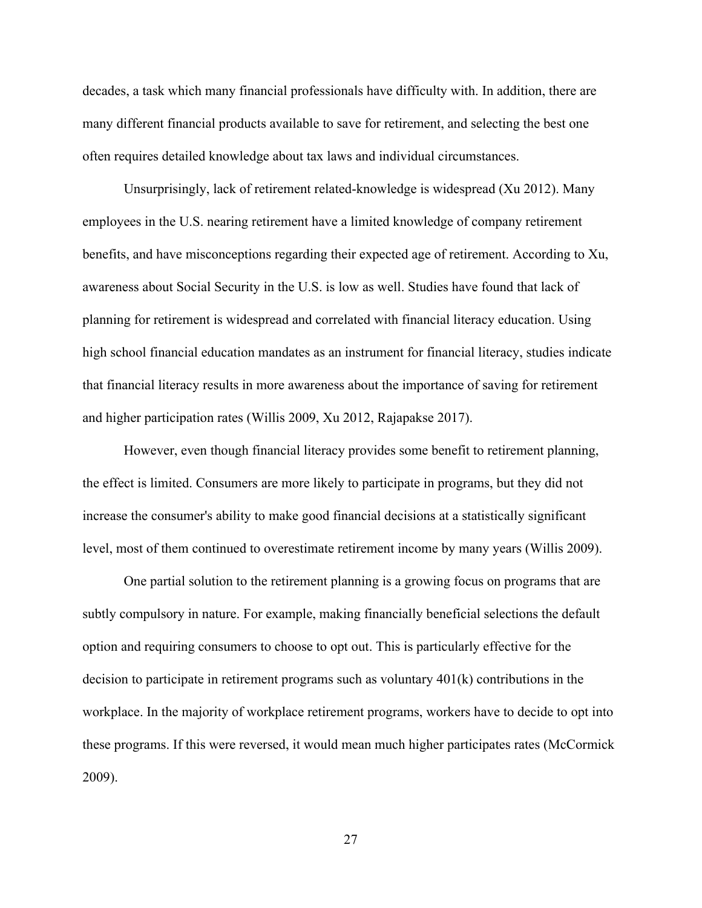decades, a task which many financial professionals have difficulty with. In addition, there are many different financial products available to save for retirement, and selecting the best one often requires detailed knowledge about tax laws and individual circumstances.

Unsurprisingly, lack of retirement related-knowledge is widespread (Xu 2012). Many employees in the U.S. nearing retirement have a limited knowledge of company retirement benefits, and have misconceptions regarding their expected age of retirement. According to Xu, awareness about Social Security in the U.S. is low as well. Studies have found that lack of planning for retirement is widespread and correlated with financial literacy education. Using high school financial education mandates as an instrument for financial literacy, studies indicate that financial literacy results in more awareness about the importance of saving for retirement and higher participation rates (Willis 2009, Xu 2012, Rajapakse 2017).

However, even though financial literacy provides some benefit to retirement planning, the effect is limited. Consumers are more likely to participate in programs, but they did not increase the consumer's ability to make good financial decisions at a statistically significant level, most of them continued to overestimate retirement income by many years (Willis 2009).

One partial solution to the retirement planning is a growing focus on programs that are subtly compulsory in nature. For example, making financially beneficial selections the default option and requiring consumers to choose to opt out. This is particularly effective for the decision to participate in retirement programs such as voluntary 401(k) contributions in the workplace. In the majority of workplace retirement programs, workers have to decide to opt into these programs. If this were reversed, it would mean much higher participates rates (McCormick 2009).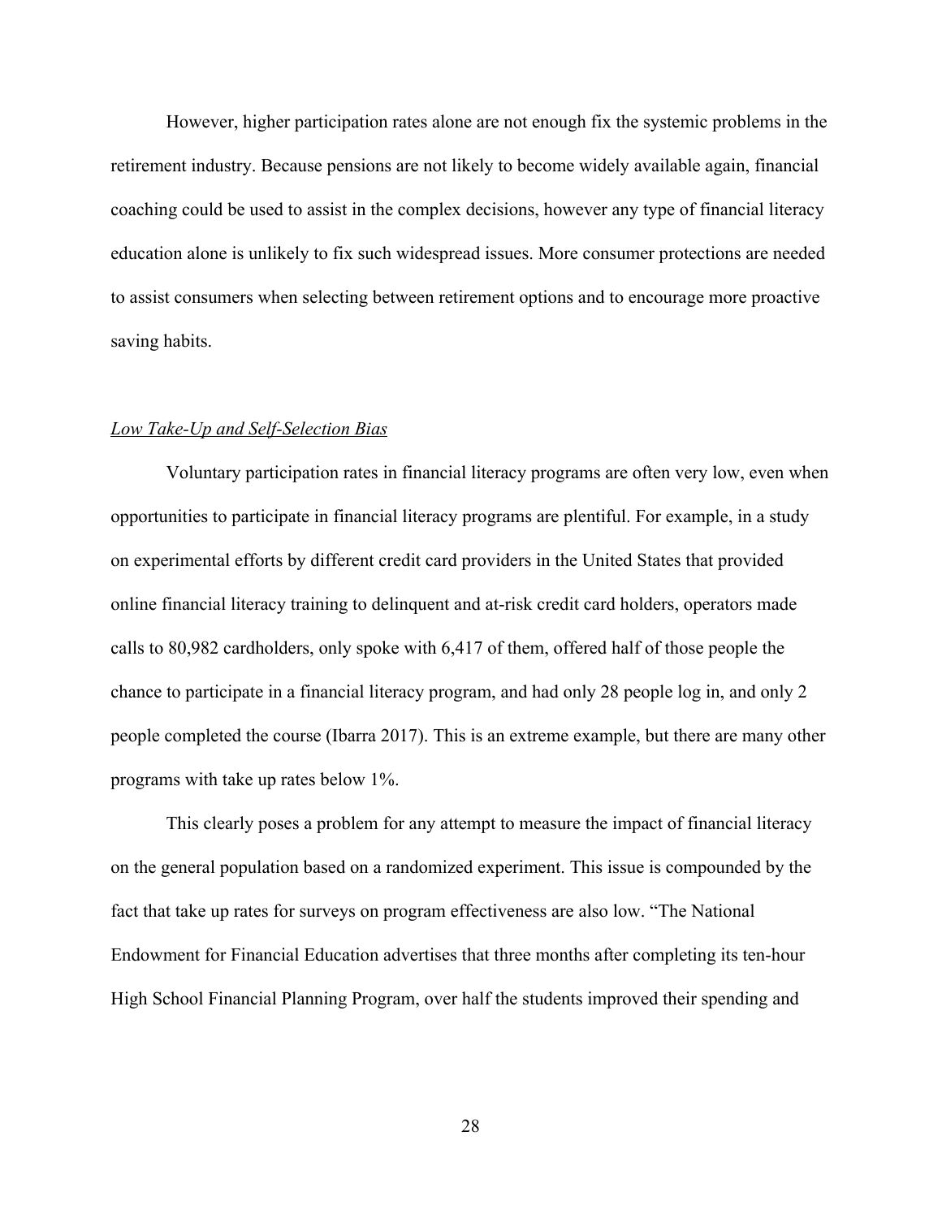However, higher participation rates alone are not enough fix the systemic problems in the retirement industry. Because pensions are not likely to become widely available again, financial coaching could be used to assist in the complex decisions, however any type of financial literacy education alone is unlikely to fix such widespread issues. More consumer protections are needed to assist consumers when selecting between retirement options and to encourage more proactive saving habits.

*Low Take-Up and Self-Selection Bias*

Voluntary participation rates in financial literacy programs are often very low, even when opportunities to participate in financial literacy programs are plentiful. For example, in a study on experimental efforts by different credit card providers in the United States that provided online financial literacy training to delinquent and at-risk credit card holders, operators made calls to 80,982 cardholders, only spoke with 6,417 of them, offered half of those people the chance to participate in a financial literacy program, and had only 28 people log in, and only 2 people completed the course (Ibarra 2017). This is an extreme example, but there are many other programs with take up rates below 1%.

This clearly poses a problem for any attempt to measure the impact of financial literacy on the general population based on a randomized experiment. This issue is compounded by the fact that take up rates for surveys on program effectiveness are also low. "The National Endowment for Financial Education advertises that three months after completing its ten-hour High School Financial Planning Program, over half the students improved their spending and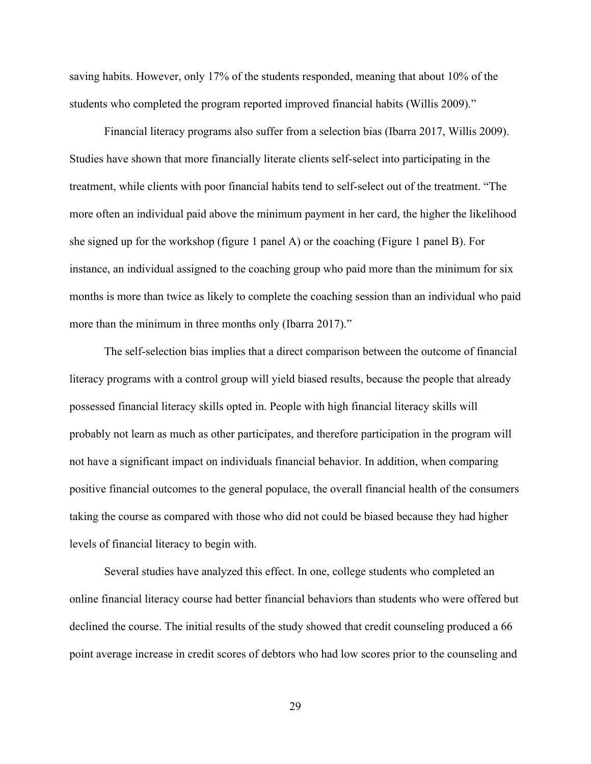saving habits. However, only 17% of the students responded, meaning that about 10% of the students who completed the program reported improved financial habits (Willis 2009)."

Financial literacy programs also suffer from a selection bias (Ibarra 2017, Willis 2009). Studies have shown that more financially literate clients self-select into participating in the treatment, while clients with poor financial habits tend to self-select out of the treatment. "The more often an individual paid above the minimum payment in her card, the higher the likelihood she signed up for the workshop (figure 1 panel A) or the coaching (Figure 1 panel B). For instance, an individual assigned to the coaching group who paid more than the minimum for six months is more than twice as likely to complete the coaching session than an individual who paid more than the minimum in three months only (Ibarra 2017)."

The self-selection bias implies that a direct comparison between the outcome of financial literacy programs with a control group will yield biased results, because the people that already possessed financial literacy skills opted in. People with high financial literacy skills will probably not learn as much as other participates, and therefore participation in the program will not have a significant impact on individuals financial behavior. In addition, when comparing positive financial outcomes to the general populace, the overall financial health of the consumers taking the course as compared with those who did not could be biased because they had higher levels of financial literacy to begin with.

Several studies have analyzed this effect. In one, college students who completed an online financial literacy course had better financial behaviors than students who were offered but declined the course. The initial results of the study showed that credit counseling produced a 66 point average increase in credit scores of debtors who had low scores prior to the counseling and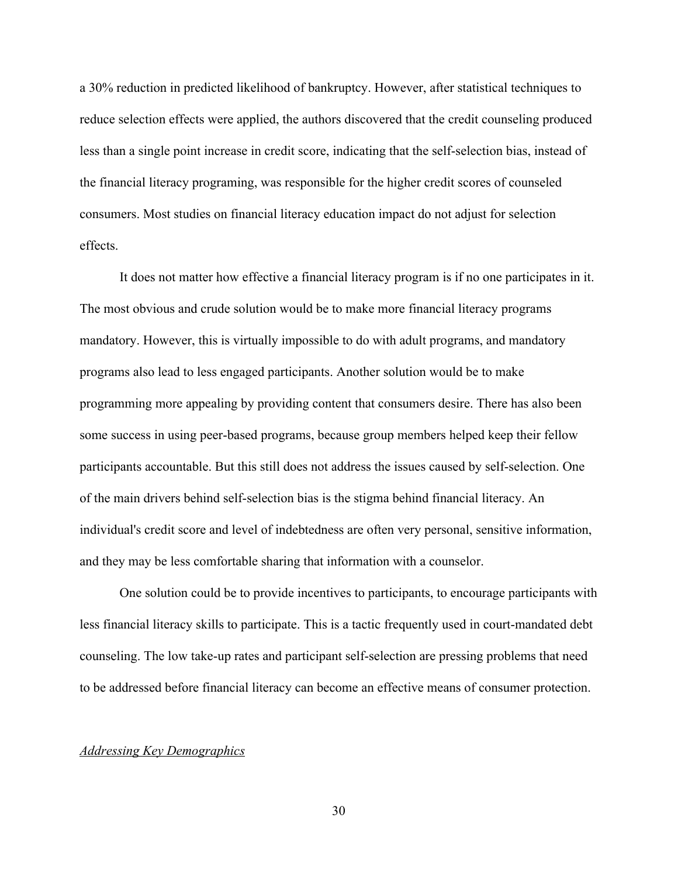a 30% reduction in predicted likelihood of bankruptcy. However, after statistical techniques to reduce selection effects were applied, the authors discovered that the credit counseling produced less than a single point increase in credit score, indicating that the self-selection bias, instead of the financial literacy programing, was responsible for the higher credit scores of counseled consumers. Most studies on financial literacy education impact do not adjust for selection effects.

It does not matter how effective a financial literacy program is if no one participates in it. The most obvious and crude solution would be to make more financial literacy programs mandatory. However, this is virtually impossible to do with adult programs, and mandatory programs also lead to less engaged participants. Another solution would be to make programming more appealing by providing content that consumers desire. There has also been some success in using peer-based programs, because group members helped keep their fellow participants accountable. But this still does not address the issues caused by self-selection. One of the main drivers behind self-selection bias is the stigma behind financial literacy. An individual's credit score and level of indebtedness are often very personal, sensitive information, and they may be less comfortable sharing that information with a counselor.

One solution could be to provide incentives to participants, to encourage participants with less financial literacy skills to participate. This is a tactic frequently used in court-mandated debt counseling. The low take-up rates and participant self-selection are pressing problems that need to be addressed before financial literacy can become an effective means of consumer protection.

### *Addressing Key Demographics*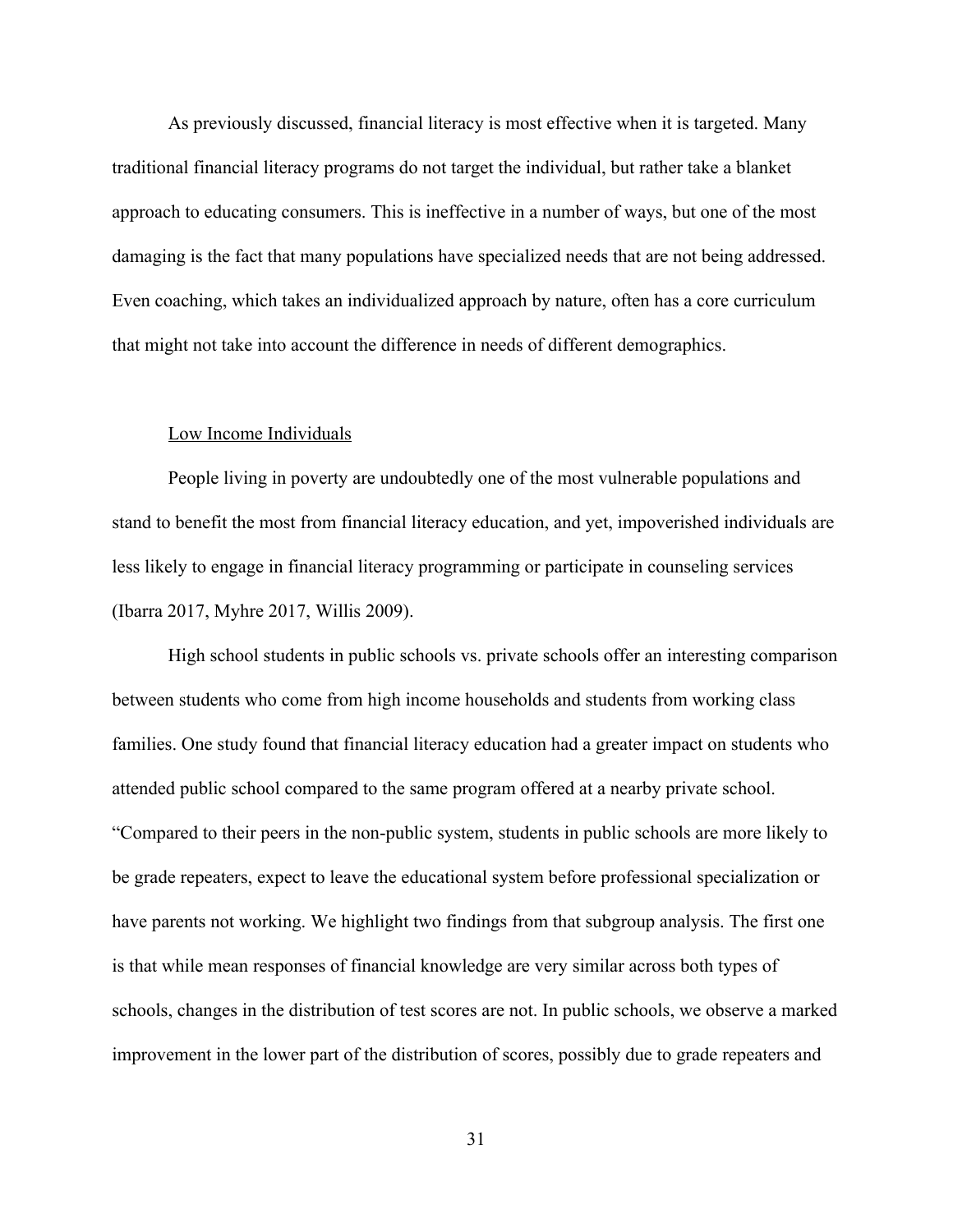As previously discussed, financial literacy is most effective when it is targeted. Many traditional financial literacy programs do not target the individual, but rather take a blanket approach to educating consumers. This is ineffective in a number of ways, but one of the most damaging is the fact that many populations have specialized needs that are not being addressed. Even coaching, which takes an individualized approach by nature, often has a core curriculum that might not take into account the difference in needs of different demographics.

### Low Income Individuals

People living in poverty are undoubtedly one of the most vulnerable populations and stand to benefit the most from financial literacy education, and yet, impoverished individuals are less likely to engage in financial literacy programming or participate in counseling services (Ibarra 2017, Myhre 2017, Willis 2009).

High school students in public schools vs. private schools offer an interesting comparison between students who come from high income households and students from working class families. One study found that financial literacy education had a greater impact on students who attended public school compared to the same program offered at a nearby private school. "Compared to their peers in the non-public system, students in public schools are more likely to be grade repeaters, expect to leave the educational system before professional specialization or have parents not working. We highlight two findings from that subgroup analysis. The first one is that while mean responses of financial knowledge are very similar across both types of schools, changes in the distribution of test scores are not. In public schools, we observe a marked improvement in the lower part of the distribution of scores, possibly due to grade repeaters and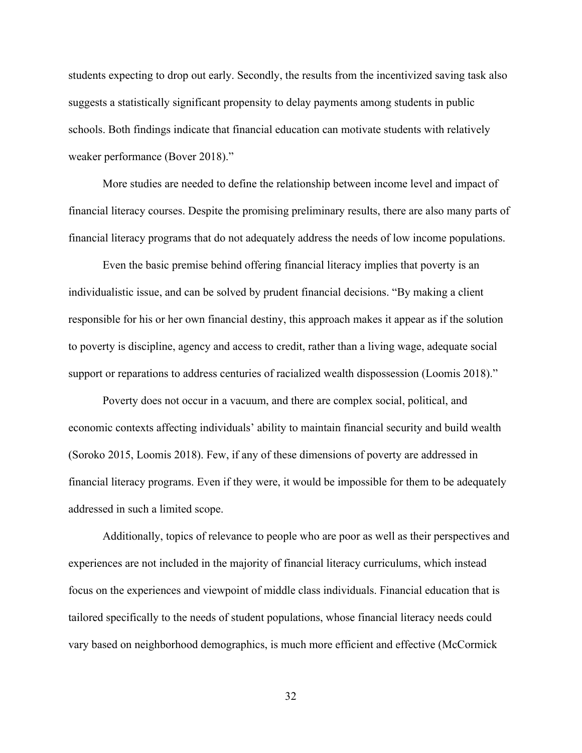students expecting to drop out early. Secondly, the results from the incentivized saving task also suggests a statistically significant propensity to delay payments among students in public schools. Both findings indicate that financial education can motivate students with relatively weaker performance (Bover 2018)."

More studies are needed to define the relationship between income level and impact of financial literacy courses. Despite the promising preliminary results, there are also many parts of financial literacy programs that do not adequately address the needs of low income populations.

Even the basic premise behind offering financial literacy implies that poverty is an individualistic issue, and can be solved by prudent financial decisions. "By making a client responsible for his or her own financial destiny, this approach makes it appear as if the solution to poverty is discipline, agency and access to credit, rather than a living wage, adequate social support or reparations to address centuries of racialized wealth dispossession (Loomis 2018)."

Poverty does not occur in a vacuum, and there are complex social, political, and economic contexts affecting individuals' ability to maintain financial security and build wealth (Soroko 2015, Loomis 2018). Few, if any of these dimensions of poverty are addressed in financial literacy programs. Even if they were, it would be impossible for them to be adequately addressed in such a limited scope.

Additionally, topics of relevance to people who are poor as well as their perspectives and experiences are not included in the majority of financial literacy curriculums, which instead focus on the experiences and viewpoint of middle class individuals. Financial education that is tailored specifically to the needs of student populations, whose financial literacy needs could vary based on neighborhood demographics, is much more efficient and effective (McCormick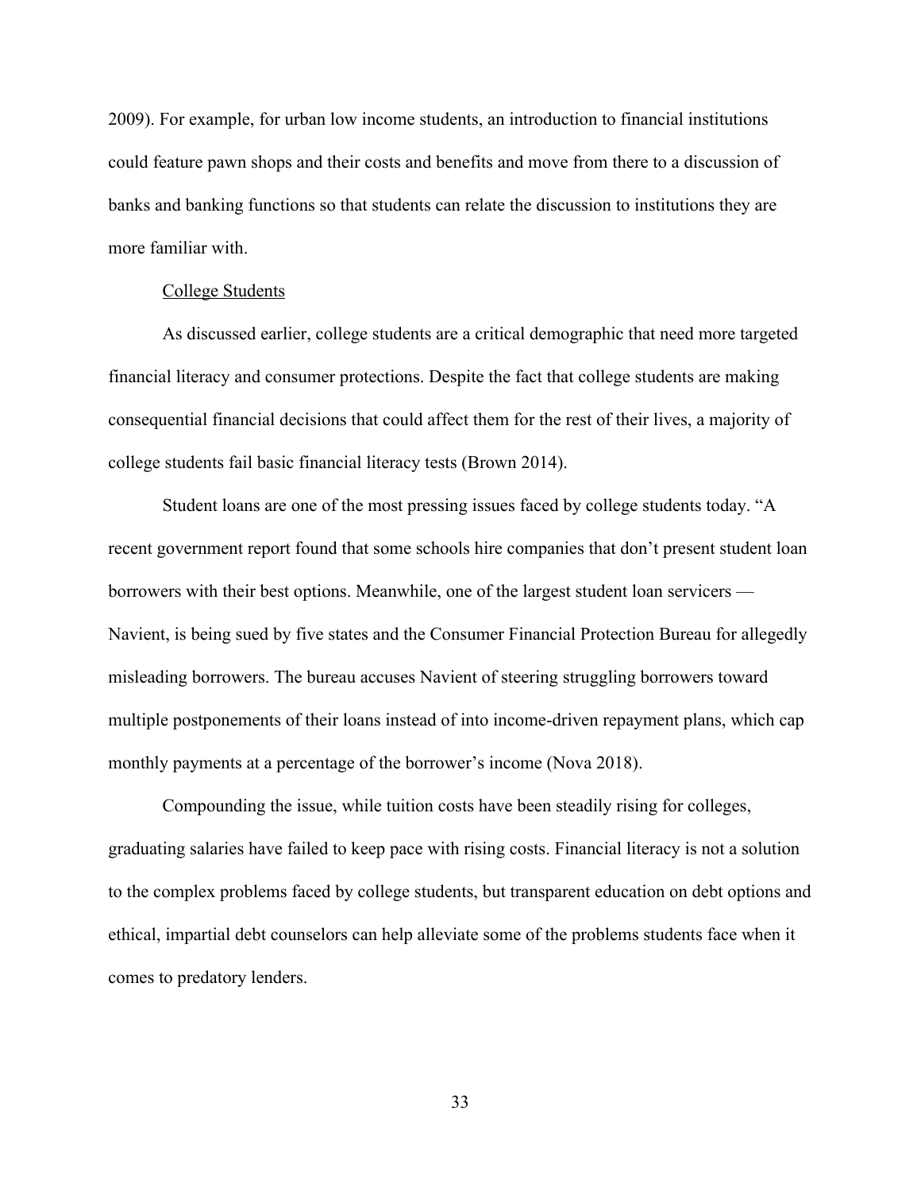2009). For example, for urban low income students, an introduction to financial institutions could feature pawn shops and their costs and benefits and move from there to a discussion of banks and banking functions so that students can relate the discussion to institutions they are more familiar with.

<u>College Students</u>

As discussed earlier, college students are a critical demographic that need more targeted financial literacy and consumer protections. Despite the fact that college students are making consequential financial decisions that could affect them for the rest of their lives, a majority of college students fail basic financial literacy tests (Brown 2014).

Student loans are one of the most pressing issues faced by college students today. "A recent government report found that some schools hire companies that don't present student loan borrowers with their best options. Meanwhile, one of the largest student loan servicers — Navient, is being sued by five states and the Consumer Financial Protection Bureau for allegedly misleading borrowers. The bureau accuses Navient of steering struggling borrowers toward multiple postponements of their loans instead of into income-driven repayment plans, which cap monthly payments at a percentage of the borrower's income (Nova 2018).

Compounding the issue, while tuition costs have been steadily rising for colleges, graduating salaries have failed to keep pace with rising costs. Financial literacy is not a solution to the complex problems faced by college students, but transparent education on debt options and ethical, impartial debt counselors can help alleviate some of the problems students face when it comes to predatory lenders.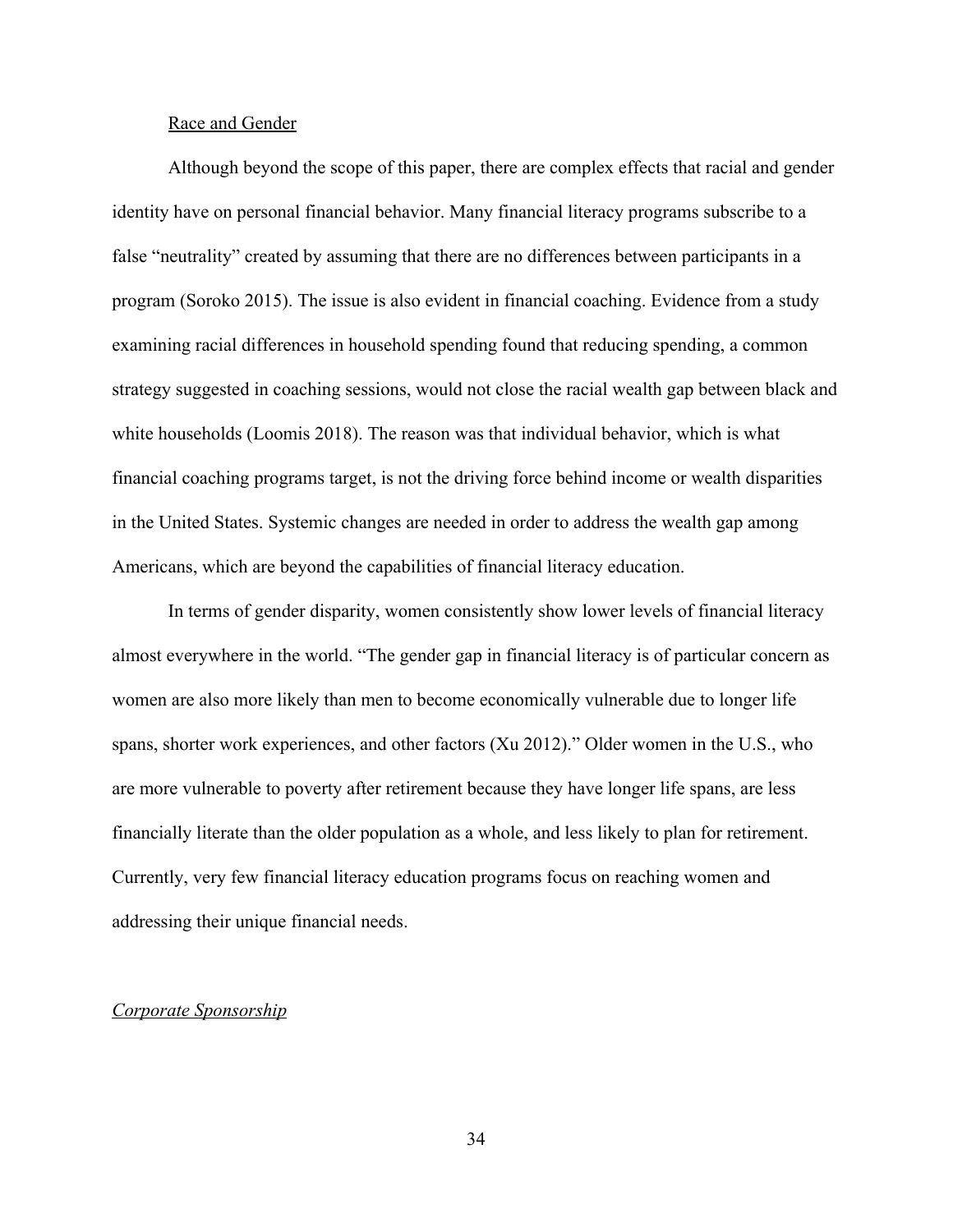### Race and Gender

Although beyond the scope of this paper, there are complex effects that racial and gender identity have on personal financial behavior. Many financial literacy programs subscribe to a false "neutrality" created by assuming that there are no differences between participants in a program (Soroko 2015). The issue is also evident in financial coaching. Evidence from a study examining racial differences in household spending found that reducing spending, a common strategy suggested in coaching sessions, would not close the racial wealth gap between black and white households (Loomis 2018). The reason was that individual behavior, which is what financial coaching programs target, is not the driving force behind income or wealth disparities in the United States. Systemic changes are needed in order to address the wealth gap among Americans, which are beyond the capabilities of financial literacy education.

In terms of gender disparity, women consistently show lower levels of financial literacy almost everywhere in the world. "The gender gap in financial literacy is of particular concern as women are also more likely than men to become economically vulnerable due to longer life spans, shorter work experiences, and other factors (Xu 2012)." Older women in the U.S., who are more vulnerable to poverty after retirement because they have longer life spans, are less financially literate than the older population as a whole, and less likely to plan for retirement. Currently, very few financial literacy education programs focus on reaching women and addressing their unique financial needs.

## *Corporate Sponsorship*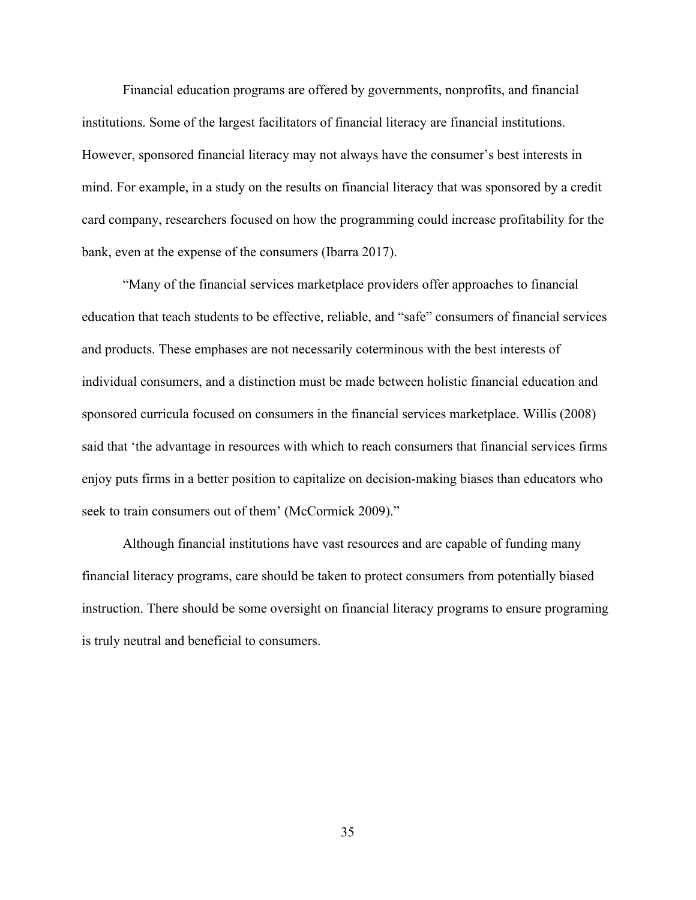Financial education programs are offered by governments, nonprofits, and financial institutions. Some of the largest facilitators of financial literacy are financial institutions. However, sponsored financial literacy may not always have the consumer's best interests in mind. For example, in a study on the results on financial literacy that was sponsored by a credit card company, researchers focused on how the programming could increase profitability for the bank, even at the expense of the consumers (Ibarra 2017).

"Many of the financial services marketplace providers offer approaches to financial education that teach students to be effective, reliable, and "safe" consumers of financial services and products. These emphases are not necessarily coterminous with the best interests of individual consumers, and a distinction must be made between holistic financial education and sponsored curricula focused on consumers in the financial services marketplace. Willis (2008) said that 'the advantage in resources with which to reach consumers that financial services firms enjoy puts firms in a better position to capitalize on decision-making biases than educators who seek to train consumers out of them' (McCormick 2009)."

Although financial institutions have vast resources and are capable of funding many financial literacy programs, care should be taken to protect consumers from potentially biased instruction. There should be some oversight on financial literacy programs to ensure programing is truly neutral and beneficial to consumers.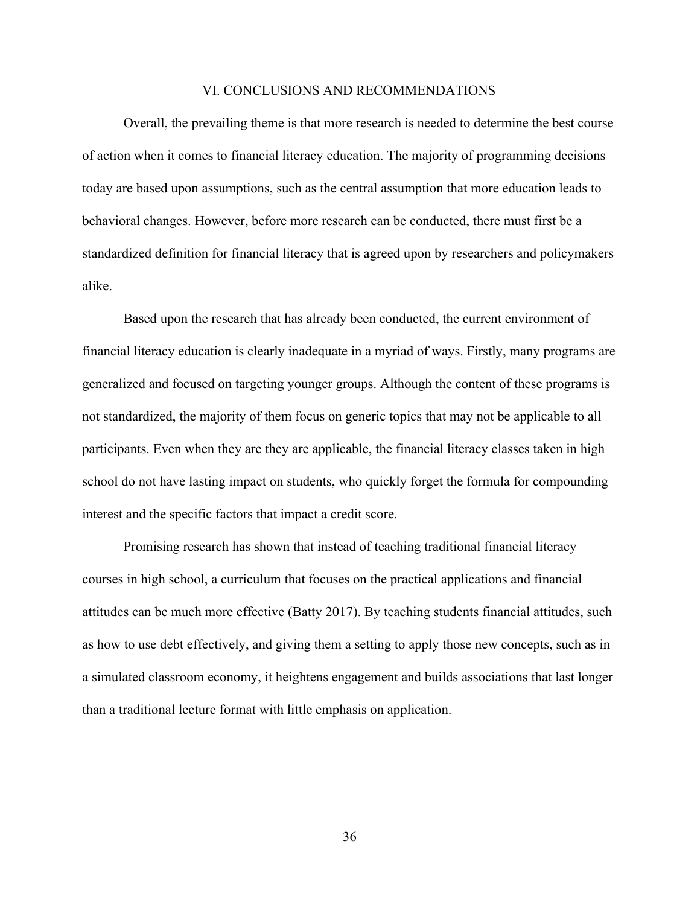# VI. CONCLUSIONS AND RECOMMENDATIONS

Overall, the prevailing theme is that more research is needed to determine the best course of action when it comes to financial literacy education. The majority of programming decisions today are based upon assumptions, such as the central assumption that more education leads to behavioral changes. However, before more research can be conducted, there must first be a standardized definition for financial literacy that is agreed upon by researchers and policymakers alike.

Based upon the research that has already been conducted, the current environment of financial literacy education is clearly inadequate in a myriad of ways. Firstly, many programs are generalized and focused on targeting younger groups. Although the content of these programs is not standardized, the majority of them focus on generic topics that may not be applicable to all participants. Even when they are they are applicable, the financial literacy classes taken in high school do not have lasting impact on students, who quickly forget the formula for compounding interest and the specific factors that impact a credit score.

Promising research has shown that instead of teaching traditional financial literacy courses in high school, a curriculum that focuses on the practical applications and financial attitudes can be much more effective (Batty 2017). By teaching students financial attitudes, such as how to use debt effectively, and giving them a setting to apply those new concepts, such as in a simulated classroom economy, it heightens engagement and builds associations that last longer than a traditional lecture format with little emphasis on application.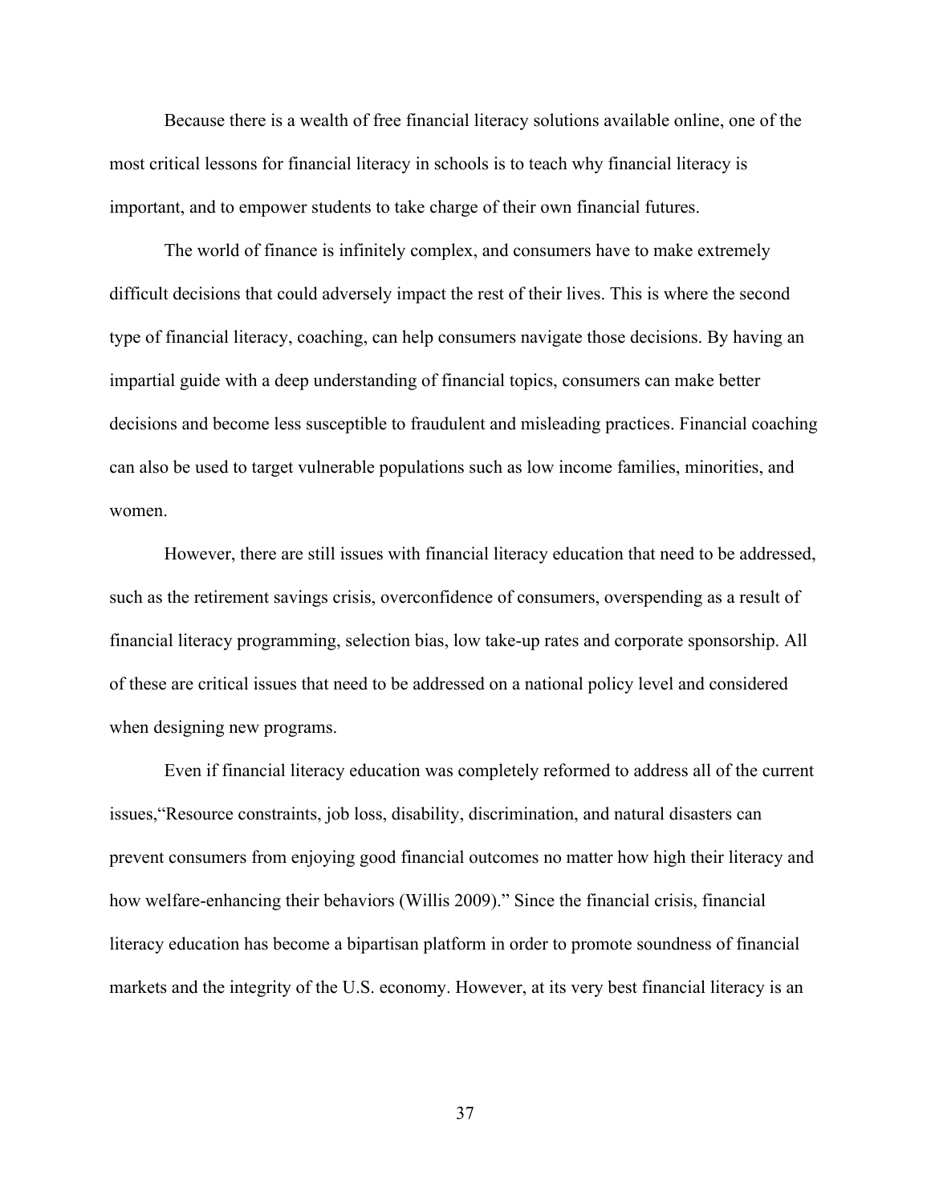Because there is a wealth of free financial literacy solutions available online, one of the most critical lessons for financial literacy in schools is to teach why financial literacy is important, and to empower students to take charge of their own financial futures.

The world of finance is infinitely complex, and consumers have to make extremely difficult decisions that could adversely impact the rest of their lives. This is where the second type of financial literacy, coaching, can help consumers navigate those decisions. By having an impartial guide with a deep understanding of financial topics, consumers can make better decisions and become less susceptible to fraudulent and misleading practices. Financial coaching can also be used to target vulnerable populations such as low income families, minorities, and women.

However, there are still issues with financial literacy education that need to be addressed, such as the retirement savings crisis, overconfidence of consumers, overspending as a result of financial literacy programming, selection bias, low take-up rates and corporate sponsorship. All of these are critical issues that need to be addressed on a national policy level and considered when designing new programs.

Even if financial literacy education was completely reformed to address all of the current issues,"Resource constraints, job loss, disability, discrimination, and natural disasters can prevent consumers from enjoying good financial outcomes no matter how high their literacy and how welfare-enhancing their behaviors (Willis 2009)." Since the financial crisis, financial literacy education has become a bipartisan platform in order to promote soundness of financial markets and the integrity of the U.S. economy. However, at its very best financial literacy is an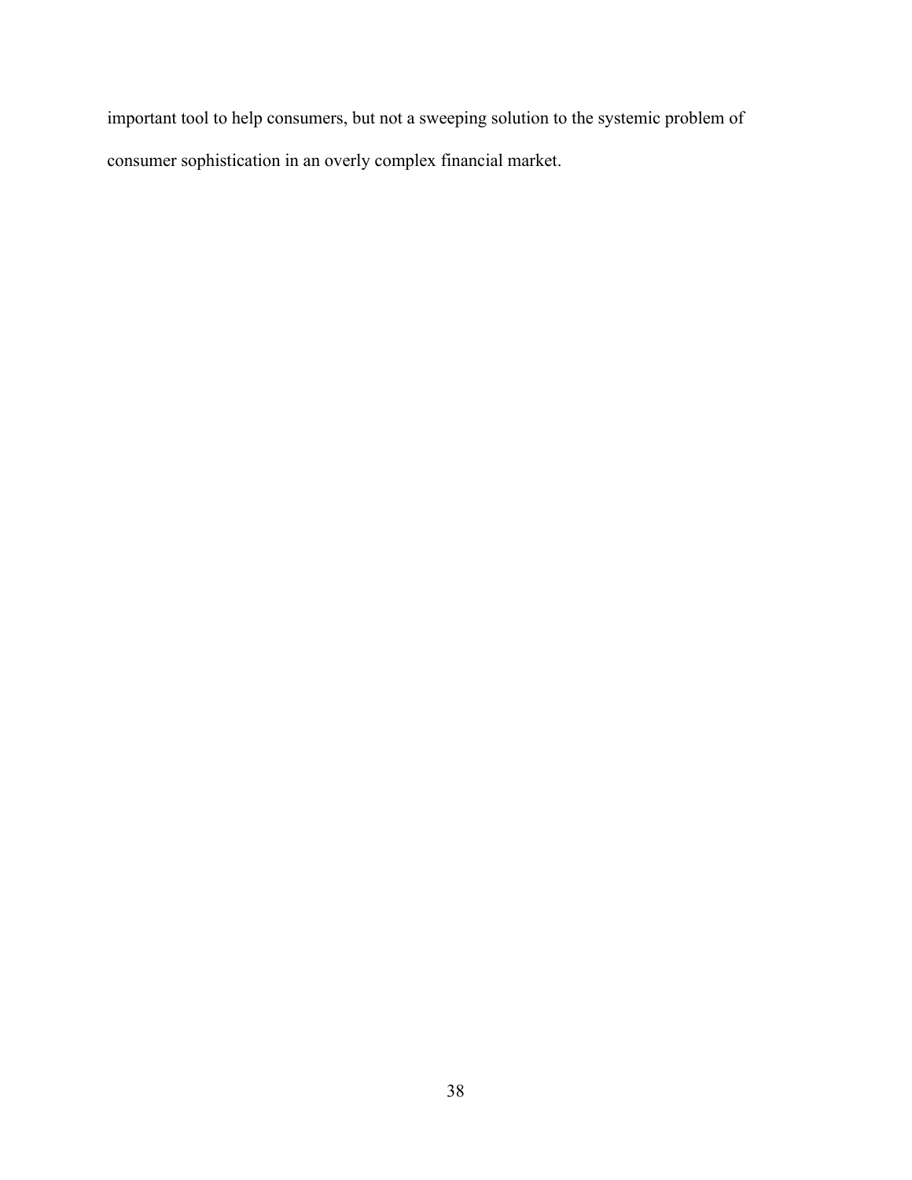important tool to help consumers, but not a sweeping solution to the systemic problem of consumer sophistication in an overly complex financial market.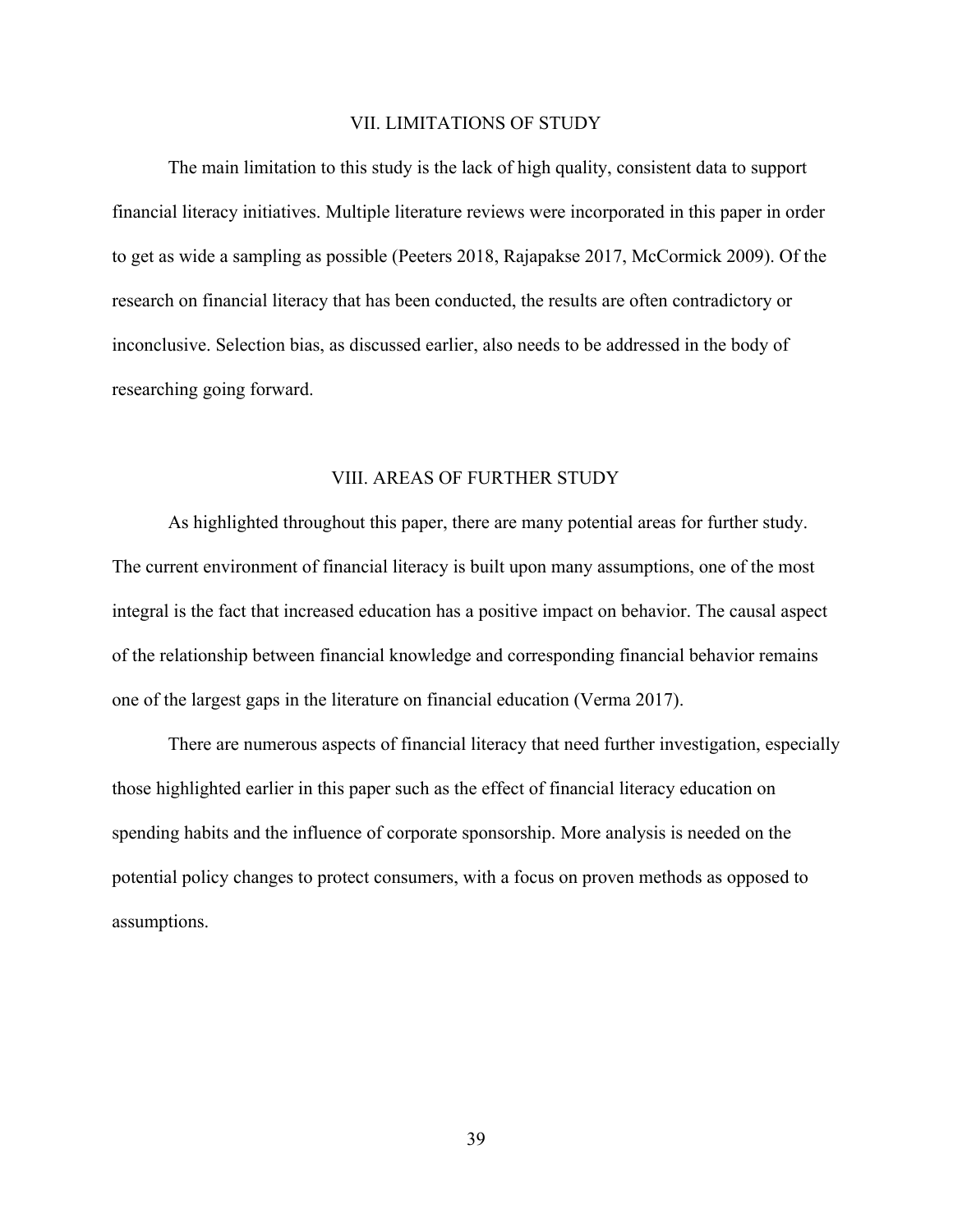## VII. LIMITATIONS OF STUDY

The main limitation to this study is the lack of high quality, consistent data to support financial literacy initiatives. Multiple literature reviews were incorporated in this paper in order to get as wide a sampling as possible (Peeters 2018, Rajapakse 2017, McCormick 2009). Of the research on financial literacy that has been conducted, the results are often contradictory or inconclusive. Selection bias, as discussed earlier, also needs to be addressed in the body of researching going forward.

## VIII. AREAS OF FURTHER STUDY

As highlighted throughout this paper, there are many potential areas for further study. The current environment of financial literacy is built upon many assumptions, one of the most integral is the fact that increased education has a positive impact on behavior. The causal aspect of the relationship between financial knowledge and corresponding financial behavior remains one of the largest gaps in the literature on financial education (Verma 2017).

There are numerous aspects of financial literacy that need further investigation, especially those highlighted earlier in this paper such as the effect of financial literacy education on spending habits and the influence of corporate sponsorship. More analysis is needed on the potential policy changes to protect consumers, with a focus on proven methods as opposed to assumptions.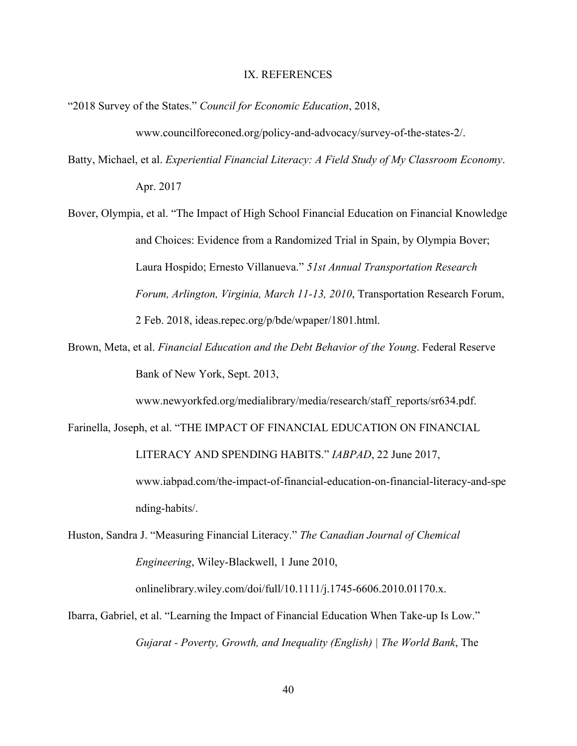# IX. REFERENCES

"2018 Survey of the States." *Council for Economic Education*, 2018, www.councilforeconed.org/policy-and-advocacy/survey-of-the-states-2/.

Batty, Michael, et al. *Experiential Financial Literacy: A Field Study of My Classroom Economy*. Apr. 2017

Bover, Olympia, et al. "The Impact of High School Financial Education on Financial Knowledge and Choices: Evidence from a Randomized Trial in Spain, by Olympia Bover; Laura Hospido; Ernesto Villanueva." *51st Annual Transportation Research Forum, Arlington, Virginia, March 11-13, 2010*, Transportation Research Forum, 2 Feb. 2018, ideas.repec.org/p/bde/wpaper/1801.html.

Brown, Meta, et al. *Financial Education and the Debt Behavior of the Young*. Federal Reserve Bank of New York, Sept. 2013, www.newyorkfed.org/medialibrary/media/research/staff_reports/sr634.pdf.

Farinella, Joseph, et al. "THE IMPACT OF FINANCIAL EDUCATION ON FINANCIAL LITERACY AND SPENDING HABITS." *IABPAD*, 22 June 2017, www.iabpad.com/the-impact-of-financial-education-on-financial-literacy-and-spending-habits/.

Huston, Sandra J. "Measuring Financial Literacy." *The Canadian Journal of Chemical Engineering*, Wiley-Blackwell, 1 June 2010, onlinelibrary.wiley.com/doi/full/10.1111/j.1745-6606.2010.01170.x.

Ibarra, Gabriel, et al. "Learning the Impact of Financial Education When Take-up Is Low." *Gujarat - Poverty, Growth, and Inequality (English) | The World Bank*, The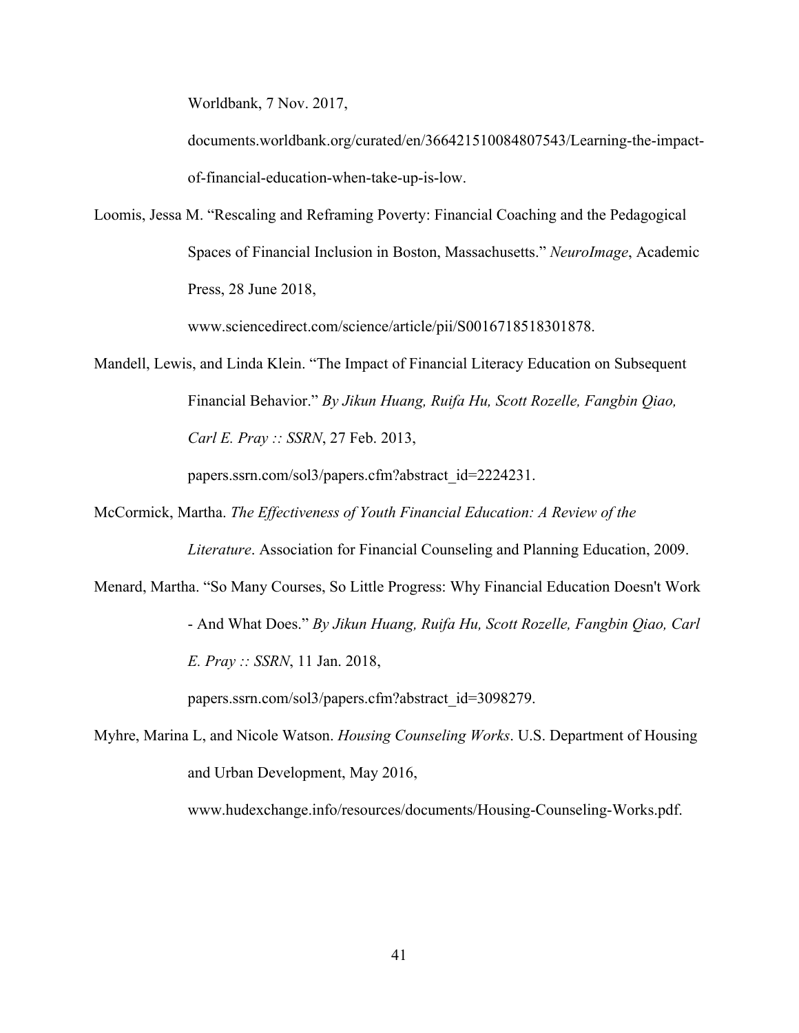Worldbank, 7 Nov. 2017, documents.worldbank.org/curated/en/366421510084807543/Learning-the-impact-of-financial-education-when-take-up-is-low.

Loomis, Jessa M. "Rescaling and Reframing Poverty: Financial Coaching and the Pedagogical Spaces of Financial Inclusion in Boston, Massachusetts." *NeuroImage*, Academic Press, 28 June 2018, www.sciencedirect.com/science/article/pii/S0016718518301878.

Mandell, Lewis, and Linda Klein. "The Impact of Financial Literacy Education on Subsequent Financial Behavior." *By Jikun Huang, Ruifa Hu, Scott Rozelle, Fangbin Qiao, Carl E. Pray :: SSRN*, 27 Feb. 2013, papers.ssrn.com/sol3/papers.cfm?abstract_id=2224231.

McCormick, Martha. *The Effectiveness of Youth Financial Education: A Review of the Literature*. Association for Financial Counseling and Planning Education, 2009.

Menard, Martha. "So Many Courses, So Little Progress: Why Financial Education Doesn't Work - And What Does." *By Jikun Huang, Ruifa Hu, Scott Rozelle, Fangbin Qiao, Carl E. Pray :: SSRN*, 11 Jan. 2018, papers.ssrn.com/sol3/papers.cfm?abstract_id=3098279.

Myhre, Marina L, and Nicole Watson. *Housing Counseling Works*. U.S. Department of Housing and Urban Development, May 2016, www.hudexchange.info/resources/documents/Housing-Counseling-Works.pdf.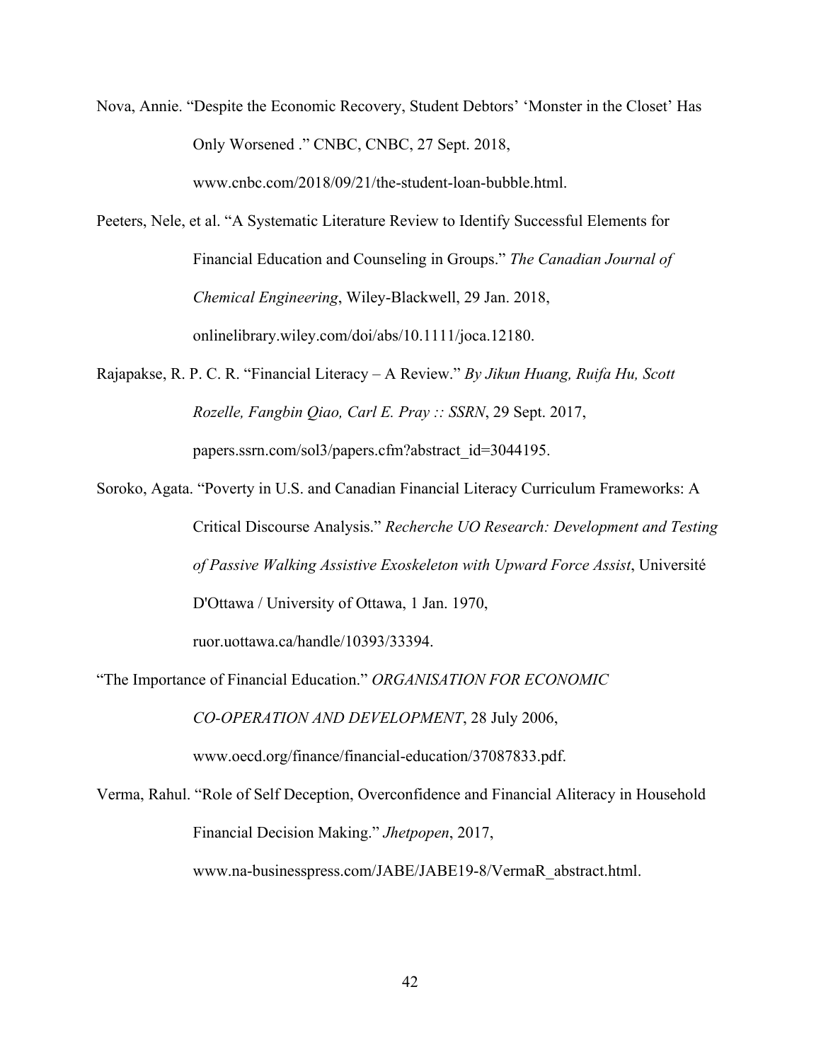Nova, Annie. “Despite the Economic Recovery, Student Debtors’ ‘Monster in the Closet’ Has Only Worsened .” CNBC, CNBC, 27 Sept. 2018, www.cnbc.com/2018/09/21/the-student-loan-bubble.html.

Peeters, Nele, et al. “A Systematic Literature Review to Identify Successful Elements for Financial Education and Counseling in Groups.” *The Canadian Journal of Chemical Engineering*, Wiley-Blackwell, 29 Jan. 2018, onlinelibrary.wiley.com/doi/abs/10.1111/joca.12180.

Rajapakse, R. P. C. R. “Financial Literacy – A Review.” *By Jikun Huang, Ruifa Hu, Scott Rozelle, Fangbin Qiao, Carl E. Pray :: SSRN*, 29 Sept. 2017, papers.ssrn.com/sol3/papers.cfm?abstract_id=3044195.

Soroko, Agata. “Poverty in U.S. and Canadian Financial Literacy Curriculum Frameworks: A Critical Discourse Analysis.” *Recherche UO Research: Development and Testing of Passive Walking Assistive Exoskeleton with Upward Force Assist*, Université D'Ottawa / University of Ottawa, 1 Jan. 1970, ruor.uottawa.ca/handle/10393/33394.

“The Importance of Financial Education.” *ORGANISATION FOR ECONOMIC CO-OPERATION AND DEVELOPMENT*, 28 July 2006, www.oecd.org/finance/financial-education/37087833.pdf.

Verma, Rahul. “Role of Self Deception, Overconfidence and Financial Aliteracy in Household Financial Decision Making.” *Jhetpopen*, 2017, www.na-businesspress.com/JABE/JABE19-8/VermaR_abstract.html.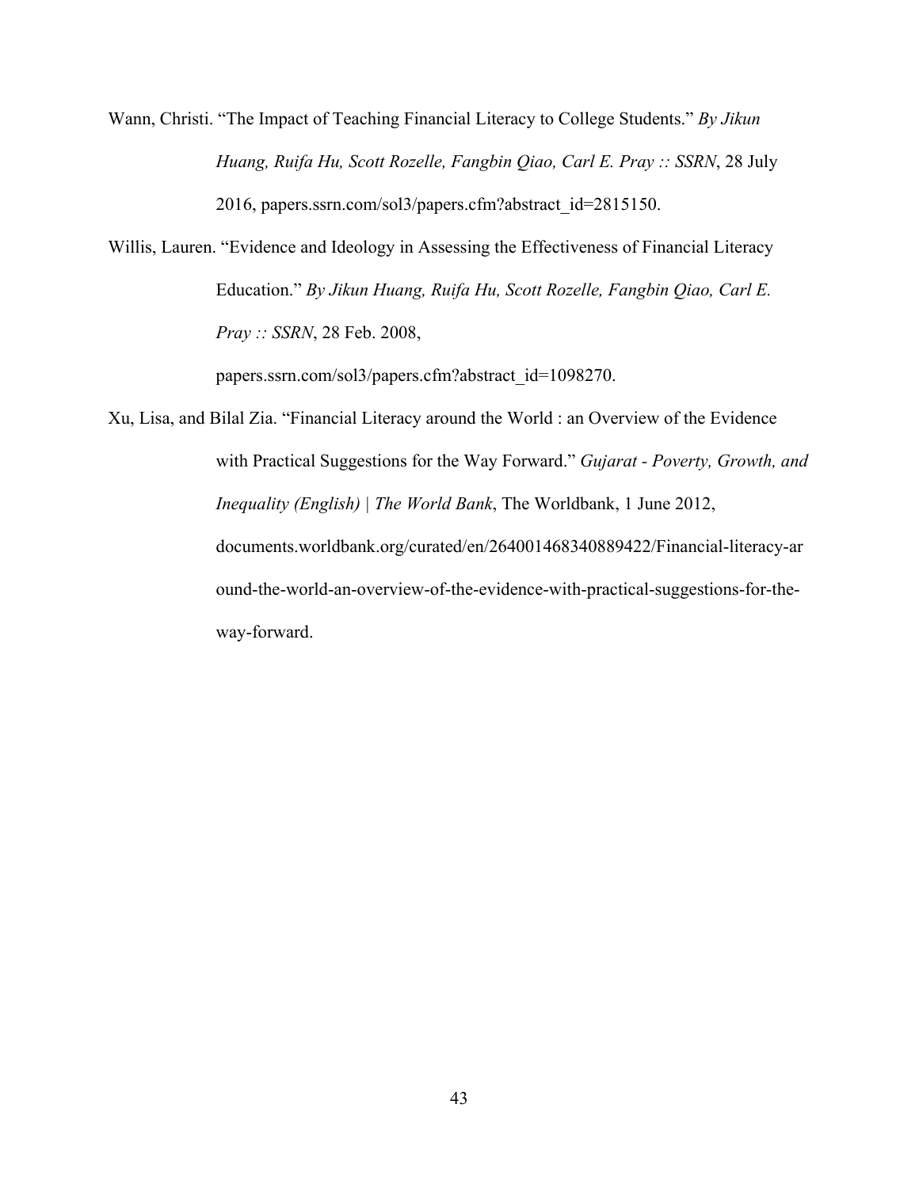Wann, Christi. "The Impact of Teaching Financial Literacy to College Students." *By Jikun Huang, Ruifa Hu, Scott Rozelle, Fangbin Qiao, Carl E. Pray :: SSRN*, 28 July 2016, papers.ssrn.com/sol3/papers.cfm?abstract_id=2815150.

Willis, Lauren. "Evidence and Ideology in Assessing the Effectiveness of Financial Literacy Education." *By Jikun Huang, Ruifa Hu, Scott Rozelle, Fangbin Qiao, Carl E. Pray :: SSRN*, 28 Feb. 2008, papers.ssrn.com/sol3/papers.cfm?abstract_id=1098270.

Xu, Lisa, and Bilal Zia. "Financial Literacy around the World : an Overview of the Evidence with Practical Suggestions for the Way Forward." *Gujarat - Poverty, Growth, and Inequality (English) | The World Bank*, The Worldbank, 1 June 2012, documents.worldbank.org/curated/en/264001468340889422/Financial-literacy-around-the-world-an-overview-of-the-evidence-with-practical-suggestions-for-the-way-forward.